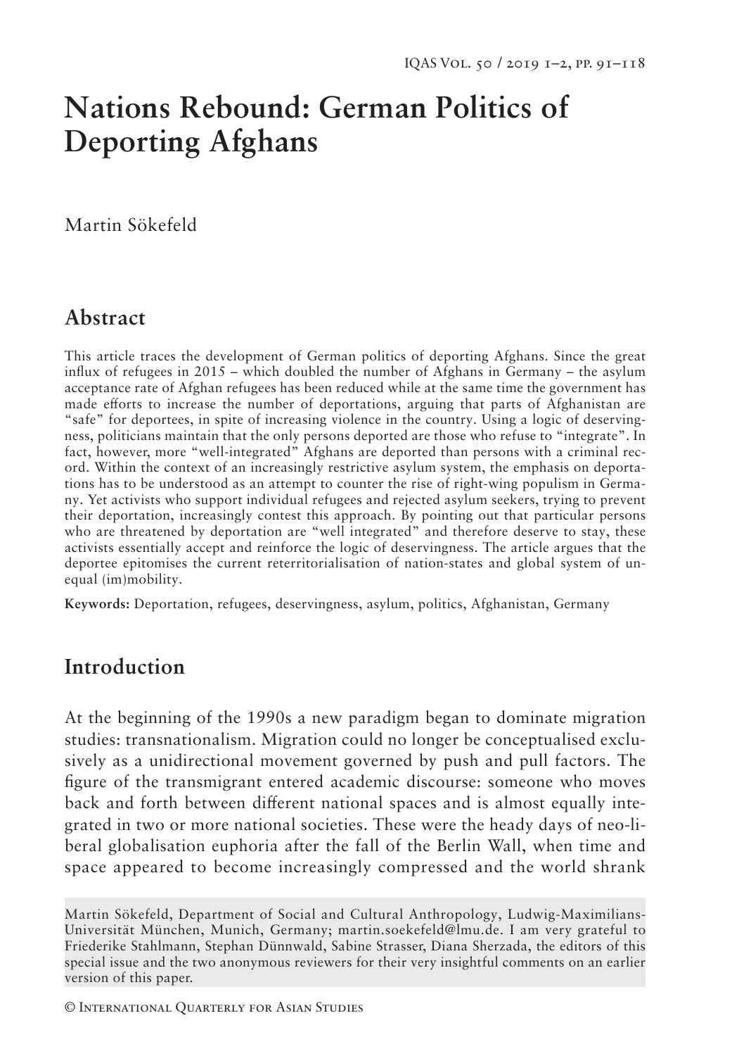# Nations Rebound: German Politics of Deporting Afghans

Martin Sökefeld

## Abstract

This article traces the development of German politics of deporting Afghans. Since the great influx of refugees in 2015 – which doubled the number of Afghans in Germany – the asylum acceptance rate of Afghan refugees has been reduced while at the same time the government has made efforts to increase the number of deportations, arguing that parts of Afghanistan are "safe" for deportees, in spite of increasing violence in the country. Using a logic of deservingness, politicians maintain that the only persons deported are those who refuse to "integrate". In fact, however, more "well-integrated" Afghans are deported than persons with a criminal record. Within the context of an increasingly restrictive asylum system, the emphasis on deportations has to be understood as an attempt to counter the rise of right-wing populism in Germany. Yet activists who support individual refugees and rejected asylum seekers, trying to prevent their deportation, increasingly contest this approach. By pointing out that particular persons who are threatened by deportation are "well integrated" and therefore deserve to stay, these activists essentially accept and reinforce the logic of deservingness. The article argues that the deportee epitomises the current reterritorialisation of nation-states and global system of unequal (im)mobility.

**Keywords:** Deportation, refugees, deservingness, asylum, politics, Afghanistan, Germany

## Introduction

At the beginning of the 1990s a new paradigm began to dominate migration studies: transnationalism. Migration could no longer be conceptualised exclusively as a unidirectional movement governed by push and pull factors. The figure of the transmigrant entered academic discourse: someone who moves back and forth between different national spaces and is almost equally integrated in two or more national societies. These were the heady days of neo-liberal globalisation euphoria after the fall of the Berlin Wall, when time and space appeared to become increasingly compressed and the world shrank

Martin Sökefeld, Department of Social and Cultural Anthropology, Ludwig-Maximilians-Universität München, Munich, Germany; martin.soekefeld@lmu.de. I am very grateful to Friederike Stahlmann, Stephan Dünnwald, Sabine Strasser, Diana Sherzada, the editors of this special issue and the two anonymous reviewers for their very insightful comments on an earlier version of this paper.

© International Quarterly for Asian Studies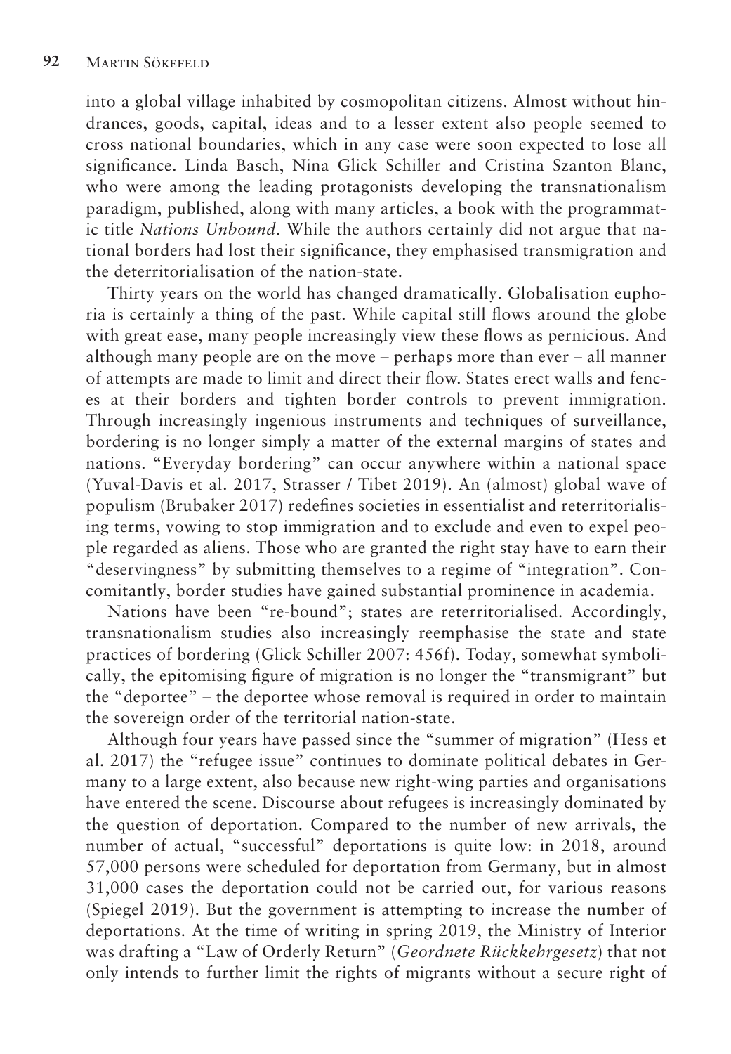into a global village inhabited by cosmopolitan citizens. Almost without hindrances, goods, capital, ideas and to a lesser extent also people seemed to cross national boundaries, which in any case were soon expected to lose all significance. Linda Basch, Nina Glick Schiller and Cristina Szanton Blanc, who were among the leading protagonists developing the transnationalism paradigm, published, along with many articles, a book with the programmatic title *Nations Unbound*. While the authors certainly did not argue that national borders had lost their significance, they emphasised transmigration and the deterritorialisation of the nation-state.

Thirty years on the world has changed dramatically. Globalisation euphoria is certainly a thing of the past. While capital still flows around the globe with great ease, many people increasingly view these flows as pernicious. And although many people are on the move – perhaps more than ever – all manner of attempts are made to limit and direct their flow. States erect walls and fences at their borders and tighten border controls to prevent immigration. Through increasingly ingenious instruments and techniques of surveillance, bordering is no longer simply a matter of the external margins of states and nations. "Everyday bordering" can occur anywhere within a national space (Yuval-Davis et al. 2017, Strasser / Tibet 2019). An (almost) global wave of populism (Brubaker 2017) redefines societies in essentialist and reterritorialising terms, vowing to stop immigration and to exclude and even to expel people regarded as aliens. Those who are granted the right stay have to earn their "deservingness" by submitting themselves to a regime of "integration". Concomitantly, border studies have gained substantial prominence in academia.

Nations have been "re-bound"; states are reterritorialised. Accordingly, transnationalism studies also increasingly reemphasise the state and state practices of bordering (Glick Schiller 2007: 456f). Today, somewhat symbolically, the epitomising figure of migration is no longer the "transmigrant" but the "deportee" – the deportee whose removal is required in order to maintain the sovereign order of the territorial nation-state.

Although four years have passed since the "summer of migration" (Hess et al. 2017) the "refugee issue" continues to dominate political debates in Germany to a large extent, also because new right-wing parties and organisations have entered the scene. Discourse about refugees is increasingly dominated by the question of deportation. Compared to the number of new arrivals, the number of actual, "successful" deportations is quite low: in 2018, around 57,000 persons were scheduled for deportation from Germany, but in almost 31,000 cases the deportation could not be carried out, for various reasons (Spiegel 2019). But the government is attempting to increase the number of deportations. At the time of writing in spring 2019, the Ministry of Interior was drafting a "Law of Orderly Return" (*Geordnete Rückkehrgesetz*) that not only intends to further limit the rights of migrants without a secure right of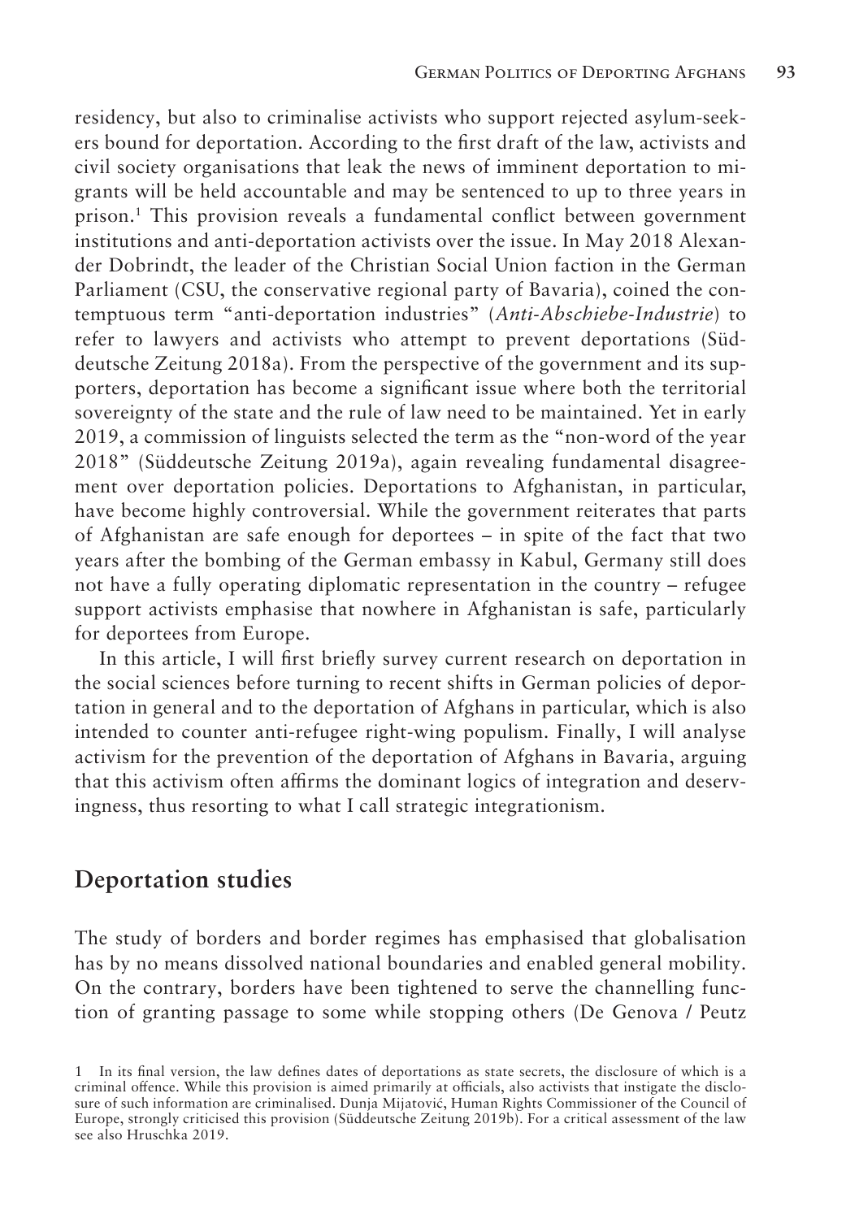residency, but also to criminalise activists who support rejected asylum-seekers bound for deportation. According to the first draft of the law, activists and civil society organisations that leak the news of imminent deportation to migrants will be held accountable and may be sentenced to up to three years in prison.[1] This provision reveals a fundamental conflict between government institutions and anti-deportation activists over the issue. In May 2018 Alexander Dobrindt, the leader of the Christian Social Union faction in the German Parliament (CSU, the conservative regional party of Bavaria), coined the contemptuous term "anti-deportation industries" (*Anti-Abschiebe-Industrie*) to refer to lawyers and activists who attempt to prevent deportations (Süddeutsche Zeitung 2018a). From the perspective of the government and its supporters, deportation has become a significant issue where both the territorial sovereignty of the state and the rule of law need to be maintained. Yet in early 2019, a commission of linguists selected the term as the "non-word of the year 2018" (Süddeutsche Zeitung 2019a), again revealing fundamental disagreement over deportation policies. Deportations to Afghanistan, in particular, have become highly controversial. While the government reiterates that parts of Afghanistan are safe enough for deportees – in spite of the fact that two years after the bombing of the German embassy in Kabul, Germany still does not have a fully operating diplomatic representation in the country – refugee support activists emphasise that nowhere in Afghanistan is safe, particularly for deportees from Europe.

In this article, I will first briefly survey current research on deportation in the social sciences before turning to recent shifts in German policies of deportation in general and to the deportation of Afghans in particular, which is also intended to counter anti-refugee right-wing populism. Finally, I will analyse activism for the prevention of the deportation of Afghans in Bavaria, arguing that this activism often affirms the dominant logics of integration and deservingness, thus resorting to what I call strategic integrationism.

## Deportation studies

The study of borders and border regimes has emphasised that globalisation has by no means dissolved national boundaries and enabled general mobility. On the contrary, borders have been tightened to serve the channelling function of granting passage to some while stopping others (De Genova / Peutz

---

[1] In its final version, the law defines dates of deportations as state secrets, the disclosure of which is a criminal offence. While this provision is aimed primarily at officials, also activists that instigate the disclosure of such information are criminalised. Dunja Mijatović, Human Rights Commissioner of the Council of Europe, strongly criticised this provision (Süddeutsche Zeitung 2019b). For a critical assessment of the law see also Hruschka 2019.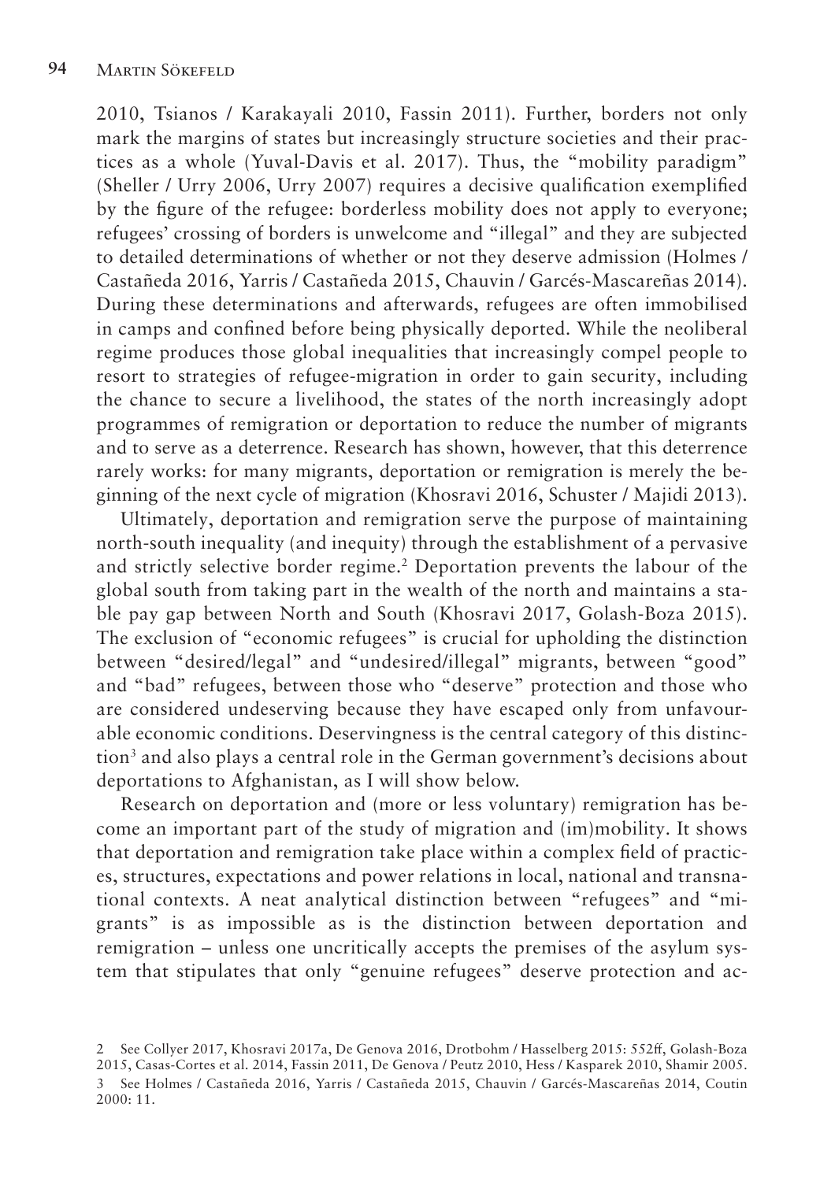2010, Tsianos / Karakayali 2010, Fassin 2011). Further, borders not only mark the margins of states but increasingly structure societies and their practices as a whole (Yuval-Davis et al. 2017). Thus, the "mobility paradigm" (Sheller / Urry 2006, Urry 2007) requires a decisive qualification exemplified by the figure of the refugee: borderless mobility does not apply to everyone; refugees' crossing of borders is unwelcome and "illegal" and they are subjected to detailed determinations of whether or not they deserve admission (Holmes / Castañeda 2016, Yarris / Castañeda 2015, Chauvin / Garcés-Mascareñas 2014). During these determinations and afterwards, refugees are often immobilised in camps and confined before being physically deported. While the neoliberal regime produces those global inequalities that increasingly compel people to resort to strategies of refugee-migration in order to gain security, including the chance to secure a livelihood, the states of the north increasingly adopt programmes of remigration or deportation to reduce the number of migrants and to serve as a deterrence. Research has shown, however, that this deterrence rarely works: for many migrants, deportation or remigration is merely the beginning of the next cycle of migration (Khosravi 2016, Schuster / Majidi 2013).

Ultimately, deportation and remigration serve the purpose of maintaining north-south inequality (and inequity) through the establishment of a pervasive and strictly selective border regime.[2] Deportation prevents the labour of the global south from taking part in the wealth of the north and maintains a stable pay gap between North and South (Khosravi 2017, Golash-Boza 2015). The exclusion of "economic refugees" is crucial for upholding the distinction between "desired/legal" and "undesired/illegal" migrants, between "good" and "bad" refugees, between those who "deserve" protection and those who are considered undeserving because they have escaped only from unfavourable economic conditions. Deservingness is the central category of this distinction[3] and also plays a central role in the German government's decisions about deportations to Afghanistan, as I will show below.

Research on deportation and (more or less voluntary) remigration has become an important part of the study of migration and (im)mobility. It shows that deportation and remigration take place within a complex field of practices, structures, expectations and power relations in local, national and transnational contexts. A neat analytical distinction between "refugees" and "migrants" is as impossible as is the distinction between deportation and remigration – unless one uncritically accepts the premises of the asylum system that stipulates that only "genuine refugees" deserve protection and ac-

2 See Collyer 2017, Khosravi 2017a, De Genova 2016, Drotbohm / Hasselberg 2015: 552ff, Golash-Boza 2015, Casas-Cortes et al. 2014, Fassin 2011, De Genova / Peutz 2010, Hess / Kasparek 2010, Shamir 2005.

3 See Holmes / Castañeda 2016, Yarris / Castañeda 2015, Chauvin / Garcés-Mascareñas 2014, Coutin 2000: 11.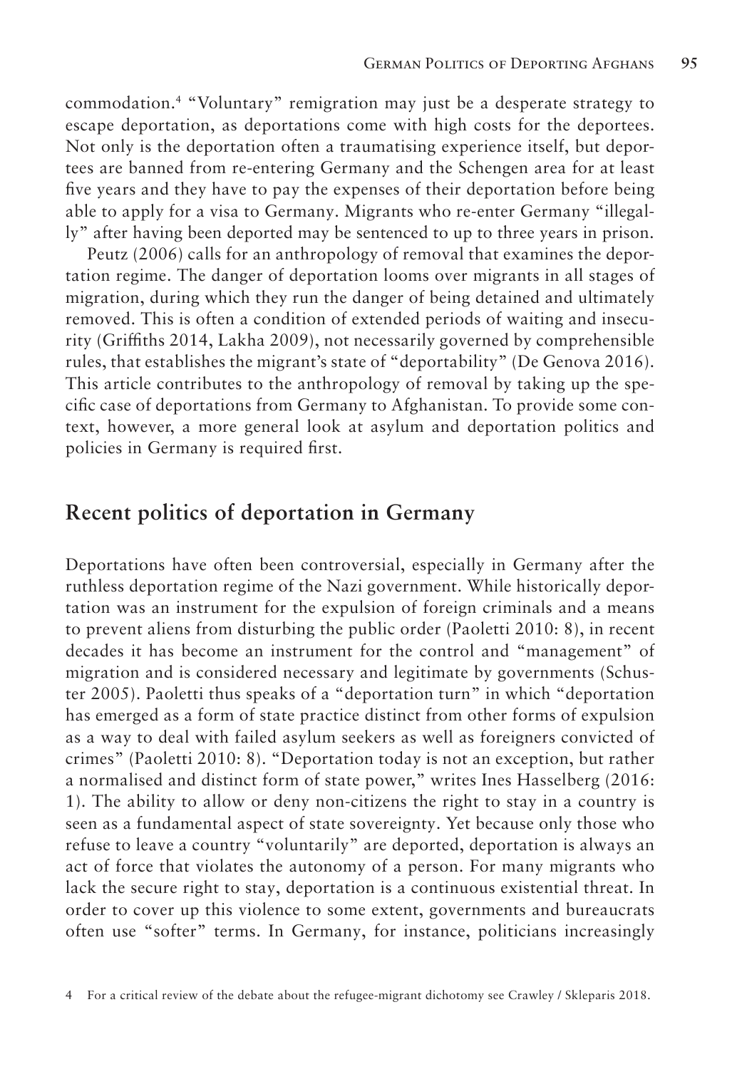commodation.[4] "Voluntary" remigration may just be a desperate strategy to escape deportation, as deportations come with high costs for the deportees. Not only is the deportation often a traumatising experience itself, but deportees are banned from re-entering Germany and the Schengen area for at least five years and they have to pay the expenses of their deportation before being able to apply for a visa to Germany. Migrants who re-enter Germany "illegally" after having been deported may be sentenced to up to three years in prison.

Peutz (2006) calls for an anthropology of removal that examines the deportation regime. The danger of deportation looms over migrants in all stages of migration, during which they run the danger of being detained and ultimately removed. This is often a condition of extended periods of waiting and insecurity (Griffiths 2014, Lakha 2009), not necessarily governed by comprehensible rules, that establishes the migrant's state of "deportability" (De Genova 2016). This article contributes to the anthropology of removal by taking up the specific case of deportations from Germany to Afghanistan. To provide some context, however, a more general look at asylum and deportation politics and policies in Germany is required first.

## Recent politics of deportation in Germany

Deportations have often been controversial, especially in Germany after the ruthless deportation regime of the Nazi government. While historically deportation was an instrument for the expulsion of foreign criminals and a means to prevent aliens from disturbing the public order (Paoletti 2010: 8), in recent decades it has become an instrument for the control and "management" of migration and is considered necessary and legitimate by governments (Schuster 2005). Paoletti thus speaks of a "deportation turn" in which "deportation has emerged as a form of state practice distinct from other forms of expulsion as a way to deal with failed asylum seekers as well as foreigners convicted of crimes" (Paoletti 2010: 8). "Deportation today is not an exception, but rather a normalised and distinct form of state power," writes Ines Hasselberg (2016: 1). The ability to allow or deny non-citizens the right to stay in a country is seen as a fundamental aspect of state sovereignty. Yet because only those who refuse to leave a country "voluntarily" are deported, deportation is always an act of force that violates the autonomy of a person. For many migrants who lack the secure right to stay, deportation is a continuous existential threat. In order to cover up this violence to some extent, governments and bureaucrats often use "softer" terms. In Germany, for instance, politicians increasingly

4 For a critical review of the debate about the refugee-migrant dichotomy see Crawley / Skleparis 2018.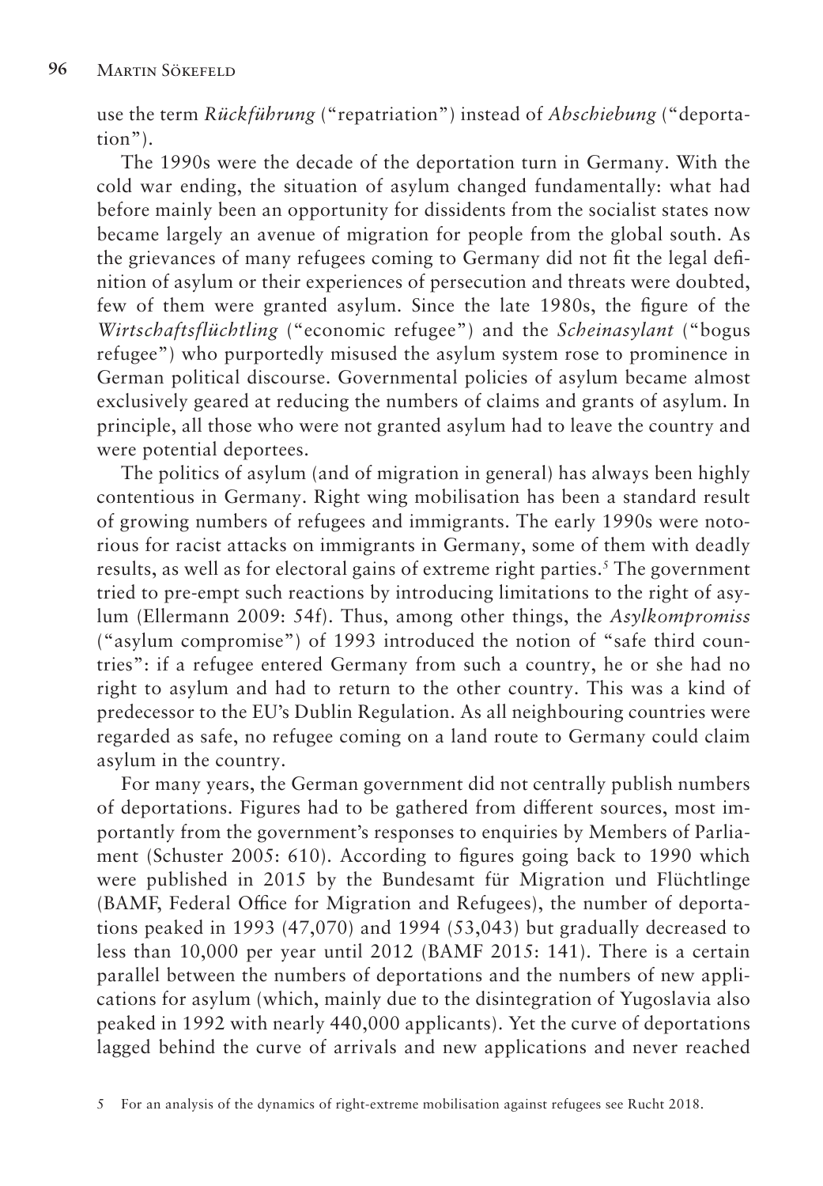use the term *Rückführung* ("repatriation") instead of *Abschiebung* ("deportation").

The 1990s were the decade of the deportation turn in Germany. With the cold war ending, the situation of asylum changed fundamentally: what had before mainly been an opportunity for dissidents from the socialist states now became largely an avenue of migration for people from the global south. As the grievances of many refugees coming to Germany did not fit the legal definition of asylum or their experiences of persecution and threats were doubted, few of them were granted asylum. Since the late 1980s, the figure of the *Wirtschaftsflüchtling* ("economic refugee") and the *Scheinasylant* ("bogus refugee") who purportedly misused the asylum system rose to prominence in German political discourse. Governmental policies of asylum became almost exclusively geared at reducing the numbers of claims and grants of asylum. In principle, all those who were not granted asylum had to leave the country and were potential deportees.

The politics of asylum (and of migration in general) has always been highly contentious in Germany. Right wing mobilisation has been a standard result of growing numbers of refugees and immigrants. The early 1990s were notorious for racist attacks on immigrants in Germany, some of them with deadly results, as well as for electoral gains of extreme right parties.[5] The government tried to pre-empt such reactions by introducing limitations to the right of asylum (Ellermann 2009: 54f). Thus, among other things, the *Asylkompromiss* ("asylum compromise") of 1993 introduced the notion of "safe third countries": if a refugee entered Germany from such a country, he or she had no right to asylum and had to return to the other country. This was a kind of predecessor to the EU's Dublin Regulation. As all neighbouring countries were regarded as safe, no refugee coming on a land route to Germany could claim asylum in the country.

For many years, the German government did not centrally publish numbers of deportations. Figures had to be gathered from different sources, most importantly from the government's responses to enquiries by Members of Parliament (Schuster 2005: 610). According to figures going back to 1990 which were published in 2015 by the Bundesamt für Migration und Flüchtlinge (BAMF, Federal Office for Migration and Refugees), the number of deportations peaked in 1993 (47,070) and 1994 (53,043) but gradually decreased to less than 10,000 per year until 2012 (BAMF 2015: 141). There is a certain parallel between the numbers of deportations and the numbers of new applications for asylum (which, mainly due to the disintegration of Yugoslavia also peaked in 1992 with nearly 440,000 applicants). Yet the curve of deportations lagged behind the curve of arrivals and new applications and never reached

5 For an analysis of the dynamics of right-extreme mobilisation against refugees see Rucht 2018.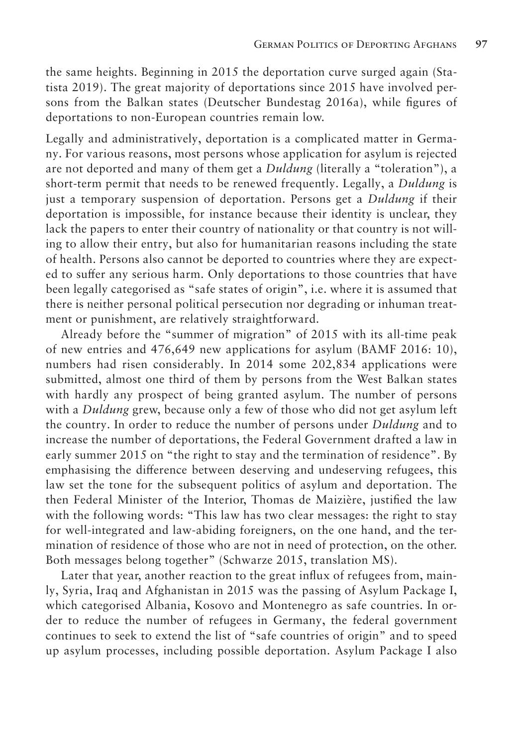the same heights. Beginning in 2015 the deportation curve surged again (Statista 2019). The great majority of deportations since 2015 have involved persons from the Balkan states (Deutscher Bundestag 2016a), while figures of deportations to non-European countries remain low.

Legally and administratively, deportation is a complicated matter in Germany. For various reasons, most persons whose application for asylum is rejected are not deported and many of them get a *Duldung* (literally a "toleration"), a short-term permit that needs to be renewed frequently. Legally, a *Duldung* is just a temporary suspension of deportation. Persons get a *Duldung* if their deportation is impossible, for instance because their identity is unclear, they lack the papers to enter their country of nationality or that country is not willing to allow their entry, but also for humanitarian reasons including the state of health. Persons also cannot be deported to countries where they are expected to suffer any serious harm. Only deportations to those countries that have been legally categorised as "safe states of origin", i.e. where it is assumed that there is neither personal political persecution nor degrading or inhuman treatment or punishment, are relatively straightforward.

Already before the "summer of migration" of 2015 with its all-time peak of new entries and 476,649 new applications for asylum (BAMF 2016: 10), numbers had risen considerably. In 2014 some 202,834 applications were submitted, almost one third of them by persons from the West Balkan states with hardly any prospect of being granted asylum. The number of persons with a *Duldung* grew, because only a few of those who did not get asylum left the country. In order to reduce the number of persons under *Duldung* and to increase the number of deportations, the Federal Government drafted a law in early summer 2015 on "the right to stay and the termination of residence". By emphasising the difference between deserving and undeserving refugees, this law set the tone for the subsequent politics of asylum and deportation. The then Federal Minister of the Interior, Thomas de Maizière, justified the law with the following words: "This law has two clear messages: the right to stay for well-integrated and law-abiding foreigners, on the one hand, and the termination of residence of those who are not in need of protection, on the other. Both messages belong together" (Schwarze 2015, translation MS).

Later that year, another reaction to the great influx of refugees from, mainly, Syria, Iraq and Afghanistan in 2015 was the passing of Asylum Package I, which categorised Albania, Kosovo and Montenegro as safe countries. In order to reduce the number of refugees in Germany, the federal government continues to seek to extend the list of "safe countries of origin" and to speed up asylum processes, including possible deportation. Asylum Package I also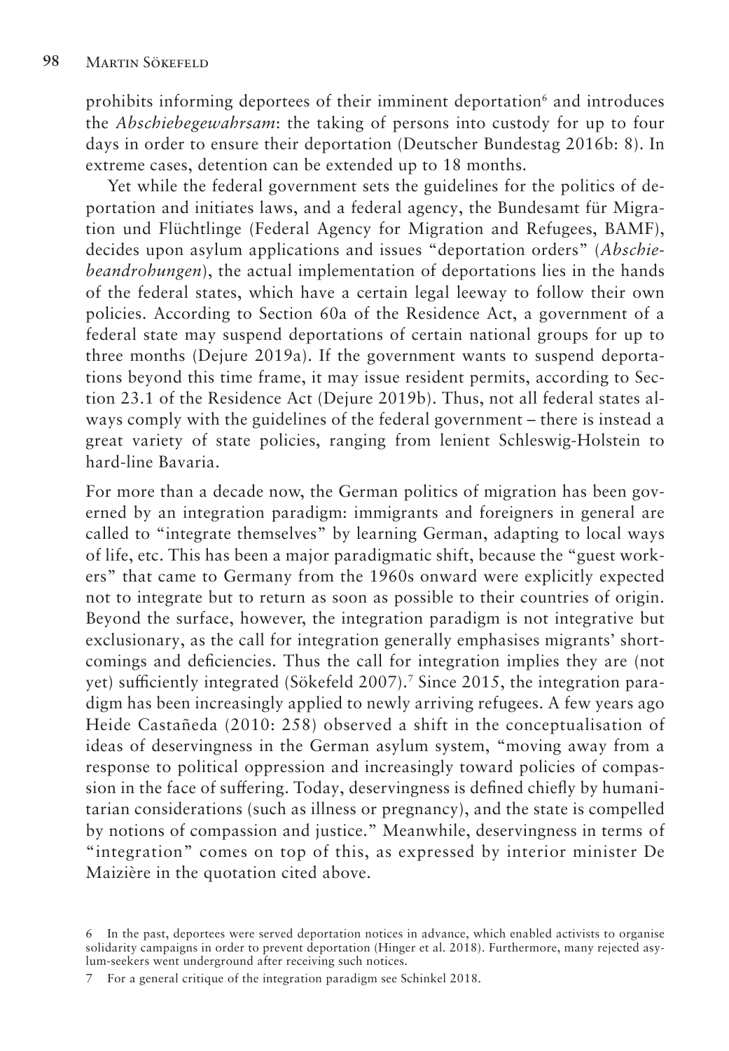prohibits informing deportees of their imminent deportation[6] and introduces the *Abschiebegewahrsam*: the taking of persons into custody for up to four days in order to ensure their deportation (Deutscher Bundestag 2016b: 8). In extreme cases, detention can be extended up to 18 months.

Yet while the federal government sets the guidelines for the politics of deportation and initiates laws, and a federal agency, the Bundesamt für Migration und Flüchtlinge (Federal Agency for Migration and Refugees, BAMF), decides upon asylum applications and issues "deportation orders" (*Abschiebeandrohungen*), the actual implementation of deportations lies in the hands of the federal states, which have a certain legal leeway to follow their own policies. According to Section 60a of the Residence Act, a government of a federal state may suspend deportations of certain national groups for up to three months (Dejure 2019a). If the government wants to suspend deportations beyond this time frame, it may issue resident permits, according to Section 23.1 of the Residence Act (Dejure 2019b). Thus, not all federal states always comply with the guidelines of the federal government – there is instead a great variety of state policies, ranging from lenient Schleswig-Holstein to hard-line Bavaria.

For more than a decade now, the German politics of migration has been governed by an integration paradigm: immigrants and foreigners in general are called to "integrate themselves" by learning German, adapting to local ways of life, etc. This has been a major paradigmatic shift, because the "guest workers" that came to Germany from the 1960s onward were explicitly expected not to integrate but to return as soon as possible to their countries of origin. Beyond the surface, however, the integration paradigm is not integrative but exclusionary, as the call for integration generally emphasises migrants' shortcomings and deficiencies. Thus the call for integration implies they are (not yet) sufficiently integrated (Sökefeld 2007).[7] Since 2015, the integration paradigm has been increasingly applied to newly arriving refugees. A few years ago Heide Castañeda (2010: 258) observed a shift in the conceptualisation of ideas of deservingness in the German asylum system, "moving away from a response to political oppression and increasingly toward policies of compassion in the face of suffering. Today, deservingness is defined chiefly by humanitarian considerations (such as illness or pregnancy), and the state is compelled by notions of compassion and justice." Meanwhile, deservingness in terms of "integration" comes on top of this, as expressed by interior minister De Maizière in the quotation cited above.

6 In the past, deportees were served deportation notices in advance, which enabled activists to organise solidarity campaigns in order to prevent deportation (Hinger et al. 2018). Furthermore, many rejected asylum-seekers went underground after receiving such notices.

7 For a general critique of the integration paradigm see Schinkel 2018.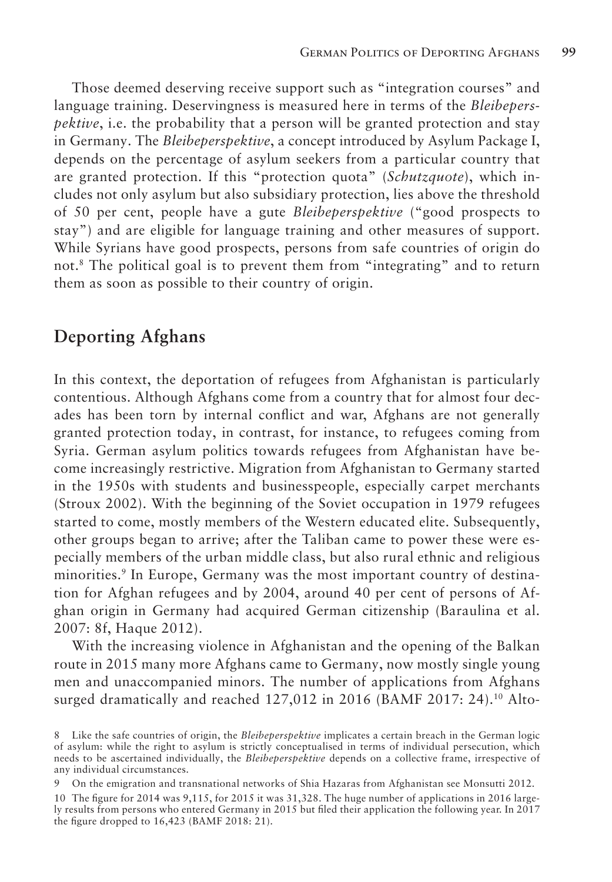Those deemed deserving receive support such as "integration courses" and language training. Deservingness is measured here in terms of the *Bleibeperspektive*, i.e. the probability that a person will be granted protection and stay in Germany. The *Bleibeperspektive*, a concept introduced by Asylum Package I, depends on the percentage of asylum seekers from a particular country that are granted protection. If this "protection quota" (*Schutzquote*), which includes not only asylum but also subsidiary protection, lies above the threshold of 50 per cent, people have a gute *Bleibeperspektive* ("good prospects to stay") and are eligible for language training and other measures of support. While Syrians have good prospects, persons from safe countries of origin do not.[8] The political goal is to prevent them from "integrating" and to return them as soon as possible to their country of origin.

## Deporting Afghans

In this context, the deportation of refugees from Afghanistan is particularly contentious. Although Afghans come from a country that for almost four decades has been torn by internal conflict and war, Afghans are not generally granted protection today, in contrast, for instance, to refugees coming from Syria. German asylum politics towards refugees from Afghanistan have become increasingly restrictive. Migration from Afghanistan to Germany started in the 1950s with students and businesspeople, especially carpet merchants (Stroux 2002). With the beginning of the Soviet occupation in 1979 refugees started to come, mostly members of the Western educated elite. Subsequently, other groups began to arrive; after the Taliban came to power these were especially members of the urban middle class, but also rural ethnic and religious minorities.[9] In Europe, Germany was the most important country of destination for Afghan refugees and by 2004, around 40 per cent of persons of Afghan origin in Germany had acquired German citizenship (Baraulina et al. 2007: 8f, Haque 2012).

With the increasing violence in Afghanistan and the opening of the Balkan route in 2015 many more Afghans came to Germany, now mostly single young men and unaccompanied minors. The number of applications from Afghans surged dramatically and reached 127,012 in 2016 (BAMF 2017: 24).[10] Alto-

8 Like the safe countries of origin, the *Bleibeperspektive* implicates a certain breach in the German logic of asylum: while the right to asylum is strictly conceptualised in terms of individual persecution, which needs to be ascertained individually, the *Bleibeperspektive* depends on a collective frame, irrespective of any individual circumstances.

9 On the emigration and transnational networks of Shia Hazaras from Afghanistan see Monsutti 2012.

10 The figure for 2014 was 9,115, for 2015 it was 31,328. The huge number of applications in 2016 largely results from persons who entered Germany in 2015 but filed their application the following year. In 2017 the figure dropped to 16,423 (BAMF 2018: 21).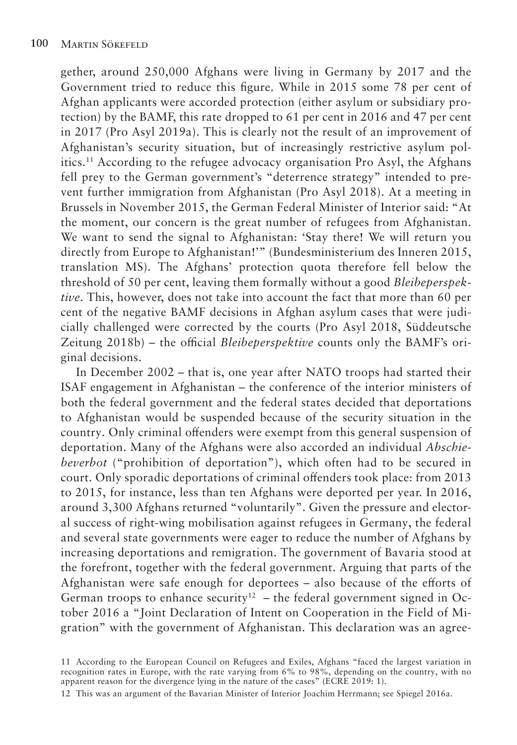gether, around 250,000 Afghans were living in Germany by 2017 and the Government tried to reduce this figure. While in 2015 some 78 per cent of Afghan applicants were accorded protection (either asylum or subsidiary protection) by the BAMF, this rate dropped to 61 per cent in 2016 and 47 per cent in 2017 (Pro Asyl 2019a). This is clearly not the result of an improvement of Afghanistan's security situation, but of increasingly restrictive asylum politics.[11] According to the refugee advocacy organisation Pro Asyl, the Afghans fell prey to the German government's "deterrence strategy" intended to prevent further immigration from Afghanistan (Pro Asyl 2018). At a meeting in Brussels in November 2015, the German Federal Minister of Interior said: "At the moment, our concern is the great number of refugees from Afghanistan. We want to send the signal to Afghanistan: 'Stay there! We will return you directly from Europe to Afghanistan!'" (Bundesministerium des Inneren 2015, translation MS). The Afghans' protection quota therefore fell below the threshold of 50 per cent, leaving them formally without a good *Bleibeperspektive*. This, however, does not take into account the fact that more than 60 per cent of the negative BAMF decisions in Afghan asylum cases that were judicially challenged were corrected by the courts (Pro Asyl 2018, Süddeutsche Zeitung 2018b) – the official *Bleibeperspektive* counts only the BAMF's original decisions.

In December 2002 – that is, one year after NATO troops had started their ISAF engagement in Afghanistan – the conference of the interior ministers of both the federal government and the federal states decided that deportations to Afghanistan would be suspended because of the security situation in the country. Only criminal offenders were exempt from this general suspension of deportation. Many of the Afghans were also accorded an individual *Abschiebeverbot* ("prohibition of deportation"), which often had to be secured in court. Only sporadic deportations of criminal offenders took place: from 2013 to 2015, for instance, less than ten Afghans were deported per year. In 2016, around 3,300 Afghans returned "voluntarily". Given the pressure and electoral success of right-wing mobilisation against refugees in Germany, the federal and several state governments were eager to reduce the number of Afghans by increasing deportations and remigration. The government of Bavaria stood at the forefront, together with the federal government. Arguing that parts of the Afghanistan were safe enough for deportees – also because of the efforts of German troops to enhance security[12] – the federal government signed in October 2016 a "Joint Declaration of Intent on Cooperation in the Field of Migration" with the government of Afghanistan. This declaration was an agree-

11 According to the European Council on Refugees and Exiles, Afghans "faced the largest variation in recognition rates in Europe, with the rate varying from 6% to 98%, depending on the country, with no apparent reason for the divergence lying in the nature of the cases" (ECRE 2019: 1).

12 This was an argument of the Bavarian Minister of Interior Joachim Herrmann; see Spiegel 2016a.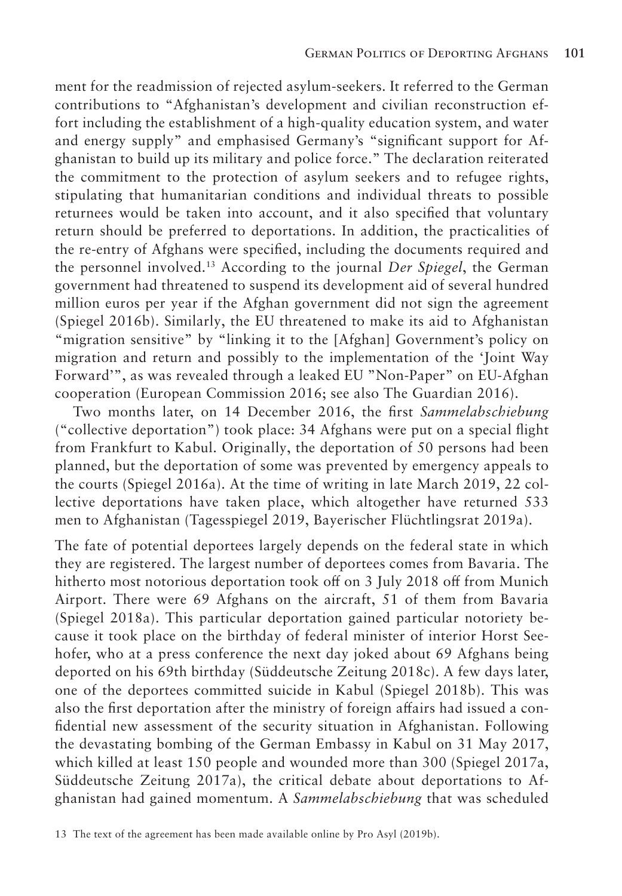ment for the readmission of rejected asylum-seekers. It referred to the German contributions to "Afghanistan's development and civilian reconstruction effort including the establishment of a high-quality education system, and water and energy supply" and emphasised Germany's "significant support for Afghanistan to build up its military and police force." The declaration reiterated the commitment to the protection of asylum seekers and to refugee rights, stipulating that humanitarian conditions and individual threats to possible returnees would be taken into account, and it also specified that voluntary return should be preferred to deportations. In addition, the practicalities of the re-entry of Afghans were specified, including the documents required and the personnel involved.[13] According to the journal *Der Spiegel*, the German government had threatened to suspend its development aid of several hundred million euros per year if the Afghan government did not sign the agreement (Spiegel 2016b). Similarly, the EU threatened to make its aid to Afghanistan "migration sensitive" by "linking it to the [Afghan] Government's policy on migration and return and possibly to the implementation of the 'Joint Way Forward'", as was revealed through a leaked EU "Non-Paper" on EU-Afghan cooperation (European Commission 2016; see also The Guardian 2016).

Two months later, on 14 December 2016, the first *Sammelabschiebung* ("collective deportation") took place: 34 Afghans were put on a special flight from Frankfurt to Kabul. Originally, the deportation of 50 persons had been planned, but the deportation of some was prevented by emergency appeals to the courts (Spiegel 2016a). At the time of writing in late March 2019, 22 collective deportations have taken place, which altogether have returned 533 men to Afghanistan (Tagesspiegel 2019, Bayerischer Flüchtlingsrat 2019a).

The fate of potential deportees largely depends on the federal state in which they are registered. The largest number of deportees comes from Bavaria. The hitherto most notorious deportation took off on 3 July 2018 off from Munich Airport. There were 69 Afghans on the aircraft, 51 of them from Bavaria (Spiegel 2018a). This particular deportation gained particular notoriety because it took place on the birthday of federal minister of interior Horst Seehofer, who at a press conference the next day joked about 69 Afghans being deported on his 69th birthday (Süddeutsche Zeitung 2018c). A few days later, one of the deportees committed suicide in Kabul (Spiegel 2018b). This was also the first deportation after the ministry of foreign affairs had issued a confidential new assessment of the security situation in Afghanistan. Following the devastating bombing of the German Embassy in Kabul on 31 May 2017, which killed at least 150 people and wounded more than 300 (Spiegel 2017a, Süddeutsche Zeitung 2017a), the critical debate about deportations to Afghanistan had gained momentum. A *Sammelabschiebung* that was scheduled

13 The text of the agreement has been made available online by Pro Asyl (2019b).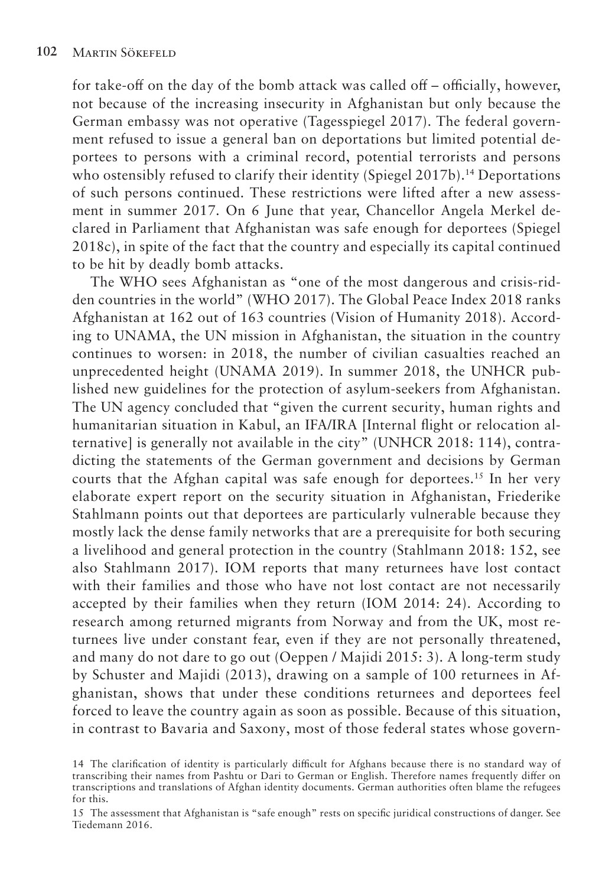for take-off on the day of the bomb attack was called off – officially, however, not because of the increasing insecurity in Afghanistan but only because the German embassy was not operative (Tagesspiegel 2017). The federal government refused to issue a general ban on deportations but limited potential deportees to persons with a criminal record, potential terrorists and persons who ostensibly refused to clarify their identity (Spiegel 2017b).[14] Deportations of such persons continued. These restrictions were lifted after a new assessment in summer 2017. On 6 June that year, Chancellor Angela Merkel declared in Parliament that Afghanistan was safe enough for deportees (Spiegel 2018c), in spite of the fact that the country and especially its capital continued to be hit by deadly bomb attacks.

The WHO sees Afghanistan as "one of the most dangerous and crisis-ridden countries in the world" (WHO 2017). The Global Peace Index 2018 ranks Afghanistan at 162 out of 163 countries (Vision of Humanity 2018). According to UNAMA, the UN mission in Afghanistan, the situation in the country continues to worsen: in 2018, the number of civilian casualties reached an unprecedented height (UNAMA 2019). In summer 2018, the UNHCR published new guidelines for the protection of asylum-seekers from Afghanistan. The UN agency concluded that "given the current security, human rights and humanitarian situation in Kabul, an IFA/IRA [Internal flight or relocation alternative] is generally not available in the city" (UNHCR 2018: 114), contradicting the statements of the German government and decisions by German courts that the Afghan capital was safe enough for deportees.[15] In her very elaborate expert report on the security situation in Afghanistan, Friederike Stahlmann points out that deportees are particularly vulnerable because they mostly lack the dense family networks that are a prerequisite for both securing a livelihood and general protection in the country (Stahlmann 2018: 152, see also Stahlmann 2017). IOM reports that many returnees have lost contact with their families and those who have not lost contact are not necessarily accepted by their families when they return (IOM 2014: 24). According to research among returned migrants from Norway and from the UK, most returnees live under constant fear, even if they are not personally threatened, and many do not dare to go out (Oeppen / Majidi 2015: 3). A long-term study by Schuster and Majidi (2013), drawing on a sample of 100 returnees in Afghanistan, shows that under these conditions returnees and deportees feel forced to leave the country again as soon as possible. Because of this situation, in contrast to Bavaria and Saxony, most of those federal states whose govern-

14 The clarification of identity is particularly difficult for Afghans because there is no standard way of transcribing their names from Pashtu or Dari to German or English. Therefore names frequently differ on transcriptions and translations of Afghan identity documents. German authorities often blame the refugees for this.

15 The assessment that Afghanistan is "safe enough" rests on specific juridical constructions of danger. See Tiedemann 2016.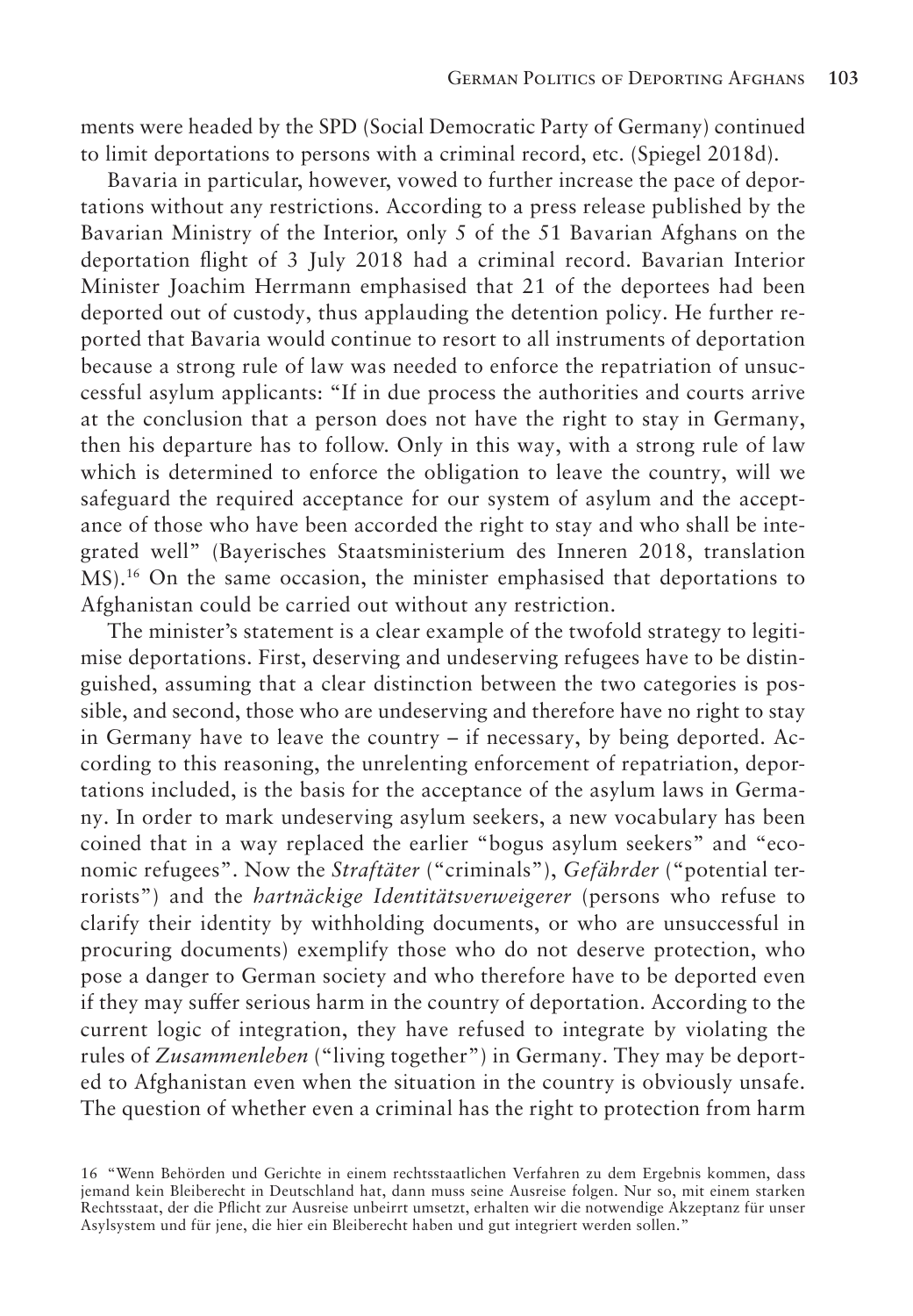ments were headed by the SPD (Social Democratic Party of Germany) continued to limit deportations to persons with a criminal record, etc. (Spiegel 2018d).

Bavaria in particular, however, vowed to further increase the pace of deportations without any restrictions. According to a press release published by the Bavarian Ministry of the Interior, only 5 of the 51 Bavarian Afghans on the deportation flight of 3 July 2018 had a criminal record. Bavarian Interior Minister Joachim Herrmann emphasised that 21 of the deportees had been deported out of custody, thus applauding the detention policy. He further reported that Bavaria would continue to resort to all instruments of deportation because a strong rule of law was needed to enforce the repatriation of unsuccessful asylum applicants: "If in due process the authorities and courts arrive at the conclusion that a person does not have the right to stay in Germany, then his departure has to follow. Only in this way, with a strong rule of law which is determined to enforce the obligation to leave the country, will we safeguard the required acceptance for our system of asylum and the acceptance of those who have been accorded the right to stay and who shall be integrated well" (Bayerisches Staatsministerium des Inneren 2018, translation MS).[16] On the same occasion, the minister emphasised that deportations to Afghanistan could be carried out without any restriction.

The minister's statement is a clear example of the twofold strategy to legitimise deportations. First, deserving and undeserving refugees have to be distinguished, assuming that a clear distinction between the two categories is possible, and second, those who are undeserving and therefore have no right to stay in Germany have to leave the country – if necessary, by being deported. According to this reasoning, the unrelenting enforcement of repatriation, deportations included, is the basis for the acceptance of the asylum laws in Germany. In order to mark undeserving asylum seekers, a new vocabulary has been coined that in a way replaced the earlier "bogus asylum seekers" and "economic refugees". Now the *Straftäter* ("criminals"), *Gefährder* ("potential terrorists") and the *hartnäckige Identitätsverweigerer* (persons who refuse to clarify their identity by withholding documents, or who are unsuccessful in procuring documents) exemplify those who do not deserve protection, who pose a danger to German society and who therefore have to be deported even if they may suffer serious harm in the country of deportation. According to the current logic of integration, they have refused to integrate by violating the rules of *Zusammenleben* ("living together") in Germany. They may be deported to Afghanistan even when the situation in the country is obviously unsafe. The question of whether even a criminal has the right to protection from harm

16 "Wenn Behörden und Gerichte in einem rechtsstaatlichen Verfahren zu dem Ergebnis kommen, dass jemand kein Bleiberecht in Deutschland hat, dann muss seine Ausreise folgen. Nur so, mit einem starken Rechtsstaat, der die Pflicht zur Ausreise unbeirrt umsetzt, erhalten wir die notwendige Akzeptanz für unser Asylsystem und für jene, die hier ein Bleiberecht haben und gut integriert werden sollen."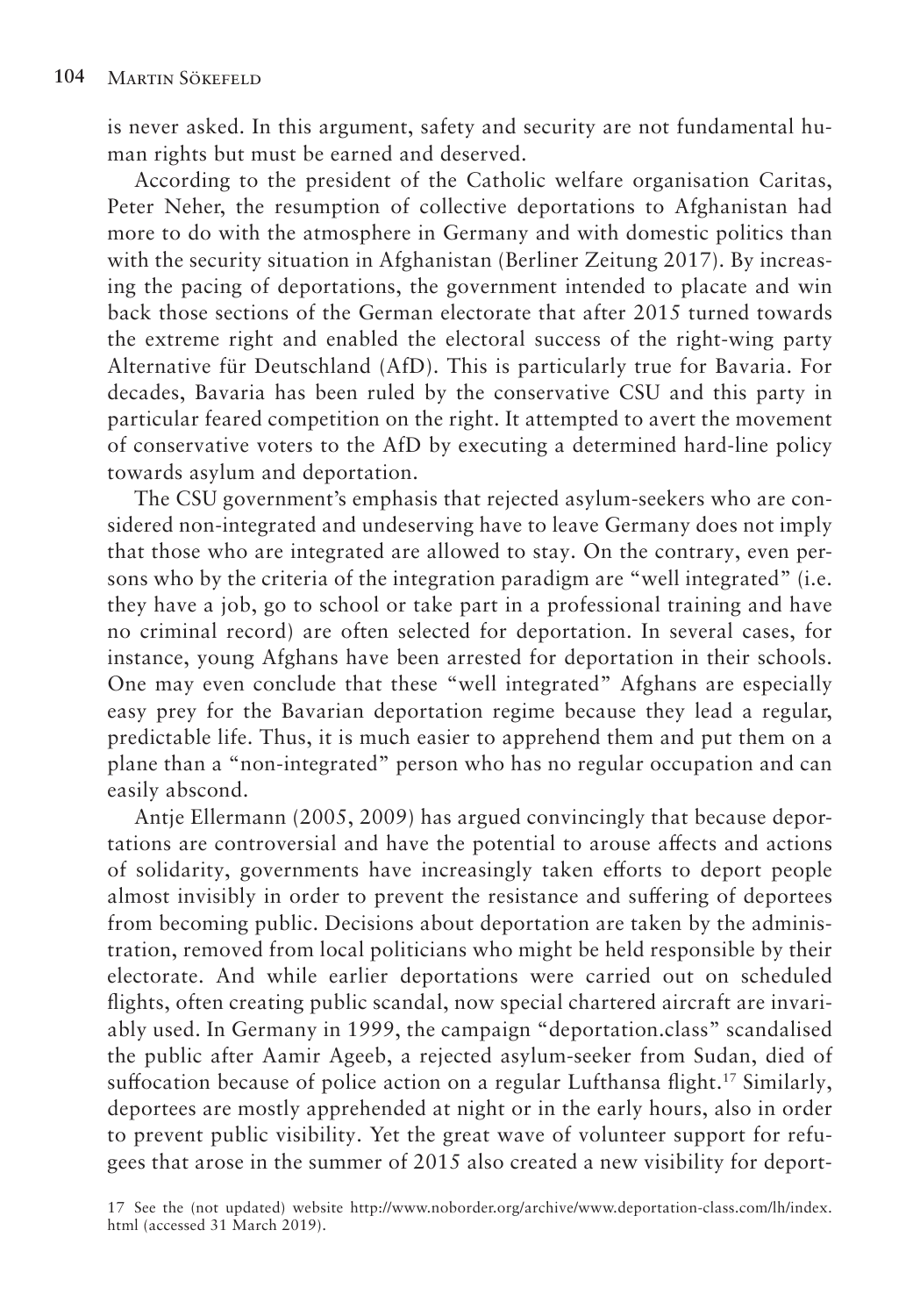is never asked. In this argument, safety and security are not fundamental human rights but must be earned and deserved.

According to the president of the Catholic welfare organisation Caritas, Peter Neher, the resumption of collective deportations to Afghanistan had more to do with the atmosphere in Germany and with domestic politics than with the security situation in Afghanistan (Berliner Zeitung 2017). By increasing the pacing of deportations, the government intended to placate and win back those sections of the German electorate that after 2015 turned towards the extreme right and enabled the electoral success of the right-wing party Alternative für Deutschland (AfD). This is particularly true for Bavaria. For decades, Bavaria has been ruled by the conservative CSU and this party in particular feared competition on the right. It attempted to avert the movement of conservative voters to the AfD by executing a determined hard-line policy towards asylum and deportation.

The CSU government's emphasis that rejected asylum-seekers who are considered non-integrated and undeserving have to leave Germany does not imply that those who are integrated are allowed to stay. On the contrary, even persons who by the criteria of the integration paradigm are "well integrated" (i.e. they have a job, go to school or take part in a professional training and have no criminal record) are often selected for deportation. In several cases, for instance, young Afghans have been arrested for deportation in their schools. One may even conclude that these "well integrated" Afghans are especially easy prey for the Bavarian deportation regime because they lead a regular, predictable life. Thus, it is much easier to apprehend them and put them on a plane than a "non-integrated" person who has no regular occupation and can easily abscond.

Antje Ellermann (2005, 2009) has argued convincingly that because deportations are controversial and have the potential to arouse affects and actions of solidarity, governments have increasingly taken efforts to deport people almost invisibly in order to prevent the resistance and suffering of deportees from becoming public. Decisions about deportation are taken by the administration, removed from local politicians who might be held responsible by their electorate. And while earlier deportations were carried out on scheduled flights, often creating public scandal, now special chartered aircraft are invariably used. In Germany in 1999, the campaign "deportation.class" scandalised the public after Aamir Ageeb, a rejected asylum-seeker from Sudan, died of suffocation because of police action on a regular Lufthansa flight.[17] Similarly, deportees are mostly apprehended at night or in the early hours, also in order to prevent public visibility. Yet the great wave of volunteer support for refugees that arose in the summer of 2015 also created a new visibility for deport-

17 See the (not updated) website http://www.noborder.org/archive/www.deportation-class.com/lh/index.html (accessed 31 March 2019).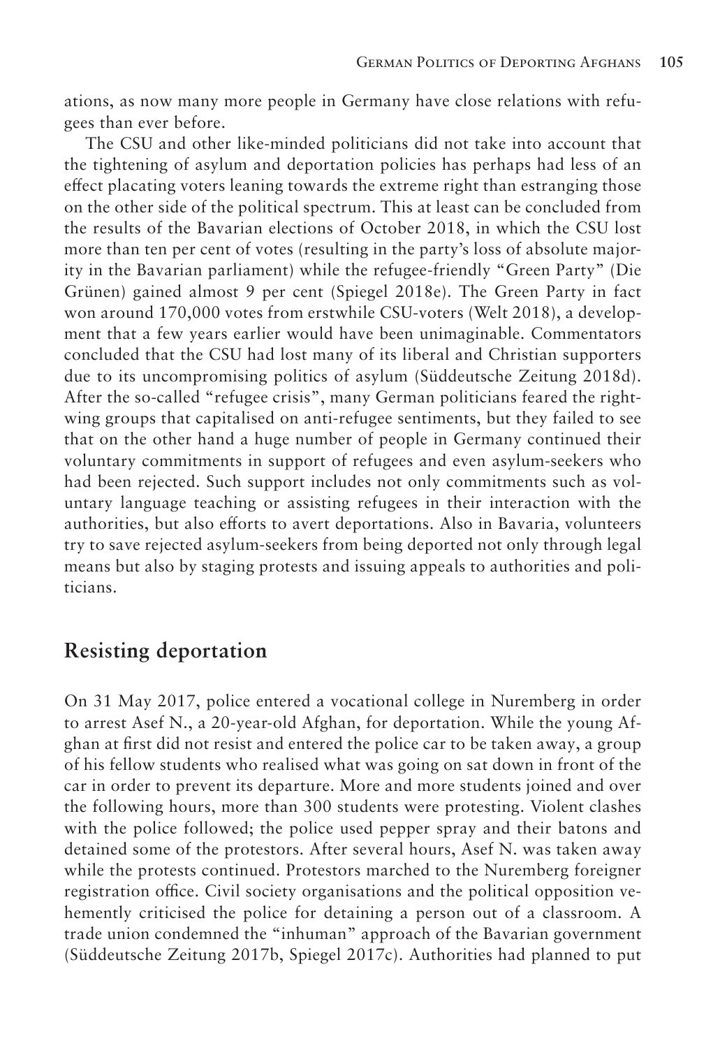ations, as now many more people in Germany have close relations with refugees than ever before.

The CSU and other like-minded politicians did not take into account that the tightening of asylum and deportation policies has perhaps had less of an effect placating voters leaning towards the extreme right than estranging those on the other side of the political spectrum. This at least can be concluded from the results of the Bavarian elections of October 2018, in which the CSU lost more than ten per cent of votes (resulting in the party's loss of absolute majority in the Bavarian parliament) while the refugee-friendly "Green Party" (Die Grünen) gained almost 9 per cent (Spiegel 2018e). The Green Party in fact won around 170,000 votes from erstwhile CSU-voters (Welt 2018), a development that a few years earlier would have been unimaginable. Commentators concluded that the CSU had lost many of its liberal and Christian supporters due to its uncompromising politics of asylum (Süddeutsche Zeitung 2018d). After the so-called "refugee crisis", many German politicians feared the right-wing groups that capitalised on anti-refugee sentiments, but they failed to see that on the other hand a huge number of people in Germany continued their voluntary commitments in support of refugees and even asylum-seekers who had been rejected. Such support includes not only commitments such as voluntary language teaching or assisting refugees in their interaction with the authorities, but also efforts to avert deportations. Also in Bavaria, volunteers try to save rejected asylum-seekers from being deported not only through legal means but also by staging protests and issuing appeals to authorities and politicians.

## Resisting deportation

On 31 May 2017, police entered a vocational college in Nuremberg in order to arrest Asef N., a 20-year-old Afghan, for deportation. While the young Afghan at first did not resist and entered the police car to be taken away, a group of his fellow students who realised what was going on sat down in front of the car in order to prevent its departure. More and more students joined and over the following hours, more than 300 students were protesting. Violent clashes with the police followed; the police used pepper spray and their batons and detained some of the protestors. After several hours, Asef N. was taken away while the protests continued. Protestors marched to the Nuremberg foreigner registration office. Civil society organisations and the political opposition vehemently criticised the police for detaining a person out of a classroom. A trade union condemned the "inhuman" approach of the Bavarian government (Süddeutsche Zeitung 2017b, Spiegel 2017c). Authorities had planned to put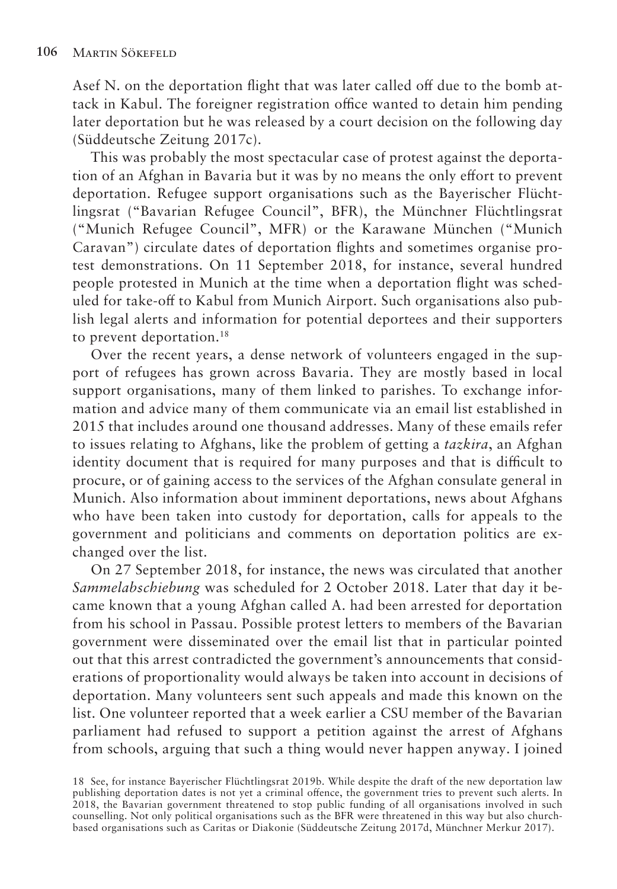Asef N. on the deportation flight that was later called off due to the bomb attack in Kabul. The foreigner registration office wanted to detain him pending later deportation but he was released by a court decision on the following day (Süddeutsche Zeitung 2017c).

This was probably the most spectacular case of protest against the deportation of an Afghan in Bavaria but it was by no means the only effort to prevent deportation. Refugee support organisations such as the Bayerischer Flüchtlingsrat ("Bavarian Refugee Council", BFR), the Münchner Flüchtlingsrat ("Munich Refugee Council", MFR) or the Karawane München ("Munich Caravan") circulate dates of deportation flights and sometimes organise protest demonstrations. On 11 September 2018, for instance, several hundred people protested in Munich at the time when a deportation flight was scheduled for take-off to Kabul from Munich Airport. Such organisations also publish legal alerts and information for potential deportees and their supporters to prevent deportation.[18]

Over the recent years, a dense network of volunteers engaged in the support of refugees has grown across Bavaria. They are mostly based in local support organisations, many of them linked to parishes. To exchange information and advice many of them communicate via an email list established in 2015 that includes around one thousand addresses. Many of these emails refer to issues relating to Afghans, like the problem of getting a *tazkira*, an Afghan identity document that is required for many purposes and that is difficult to procure, or of gaining access to the services of the Afghan consulate general in Munich. Also information about imminent deportations, news about Afghans who have been taken into custody for deportation, calls for appeals to the government and politicians and comments on deportation politics are exchanged over the list.

On 27 September 2018, for instance, the news was circulated that another *Sammelabschiebung* was scheduled for 2 October 2018. Later that day it became known that a young Afghan called A. had been arrested for deportation from his school in Passau. Possible protest letters to members of the Bavarian government were disseminated over the email list that in particular pointed out that this arrest contradicted the government's announcements that considerations of proportionality would always be taken into account in decisions of deportation. Many volunteers sent such appeals and made this known on the list. One volunteer reported that a week earlier a CSU member of the Bavarian parliament had refused to support a petition against the arrest of Afghans from schools, arguing that such a thing would never happen anyway. I joined

18 See, for instance Bayerischer Flüchtlingsrat 2019b. While despite the draft of the new deportation law publishing deportation dates is not yet a criminal offence, the government tries to prevent such alerts. In 2018, the Bavarian government threatened to stop public funding of all organisations involved in such counselling. Not only political organisations such as the BFR were threatened in this way but also church-based organisations such as Caritas or Diakonie (Süddeutsche Zeitung 2017d, Münchner Merkur 2017).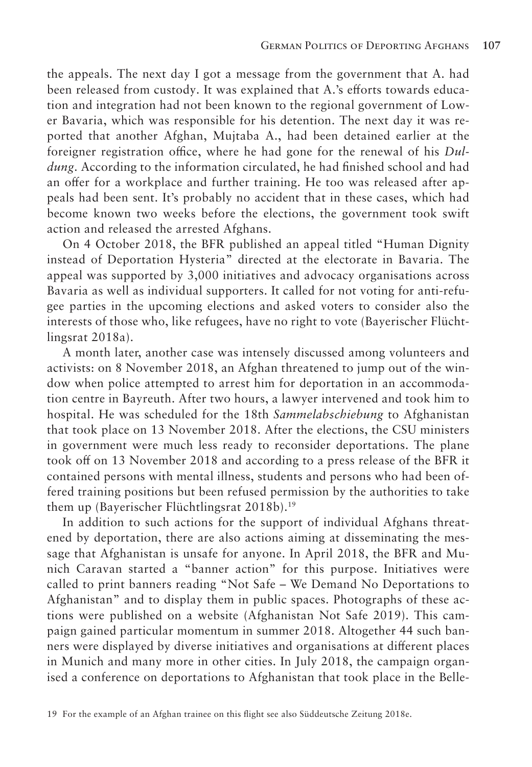the appeals. The next day I got a message from the government that A. had been released from custody. It was explained that A.'s efforts towards education and integration had not been known to the regional government of Lower Bavaria, which was responsible for his detention. The next day it was reported that another Afghan, Mujtaba A., had been detained earlier at the foreigner registration office, where he had gone for the renewal of his *Duldung*. According to the information circulated, he had finished school and had an offer for a workplace and further training. He too was released after appeals had been sent. It's probably no accident that in these cases, which had become known two weeks before the elections, the government took swift action and released the arrested Afghans.

On 4 October 2018, the BFR published an appeal titled "Human Dignity instead of Deportation Hysteria" directed at the electorate in Bavaria. The appeal was supported by 3,000 initiatives and advocacy organisations across Bavaria as well as individual supporters. It called for not voting for anti-refugee parties in the upcoming elections and asked voters to consider also the interests of those who, like refugees, have no right to vote (Bayerischer Flüchtlingsrat 2018a).

A month later, another case was intensely discussed among volunteers and activists: on 8 November 2018, an Afghan threatened to jump out of the window when police attempted to arrest him for deportation in an accommodation centre in Bayreuth. After two hours, a lawyer intervened and took him to hospital. He was scheduled for the 18th *Sammelabschiebung* to Afghanistan that took place on 13 November 2018. After the elections, the CSU ministers in government were much less ready to reconsider deportations. The plane took off on 13 November 2018 and according to a press release of the BFR it contained persons with mental illness, students and persons who had been offered training positions but been refused permission by the authorities to take them up (Bayerischer Flüchtlingsrat 2018b).[19]

In addition to such actions for the support of individual Afghans threatened by deportation, there are also actions aiming at disseminating the message that Afghanistan is unsafe for anyone. In April 2018, the BFR and Munich Caravan started a "banner action" for this purpose. Initiatives were called to print banners reading "Not Safe – We Demand No Deportations to Afghanistan" and to display them in public spaces. Photographs of these actions were published on a website (Afghanistan Not Safe 2019). This campaign gained particular momentum in summer 2018. Altogether 44 such banners were displayed by diverse initiatives and organisations at different places in Munich and many more in other cities. In July 2018, the campaign organised a conference on deportations to Afghanistan that took place in the Belle-

19 For the example of an Afghan trainee on this flight see also Süddeutsche Zeitung 2018e.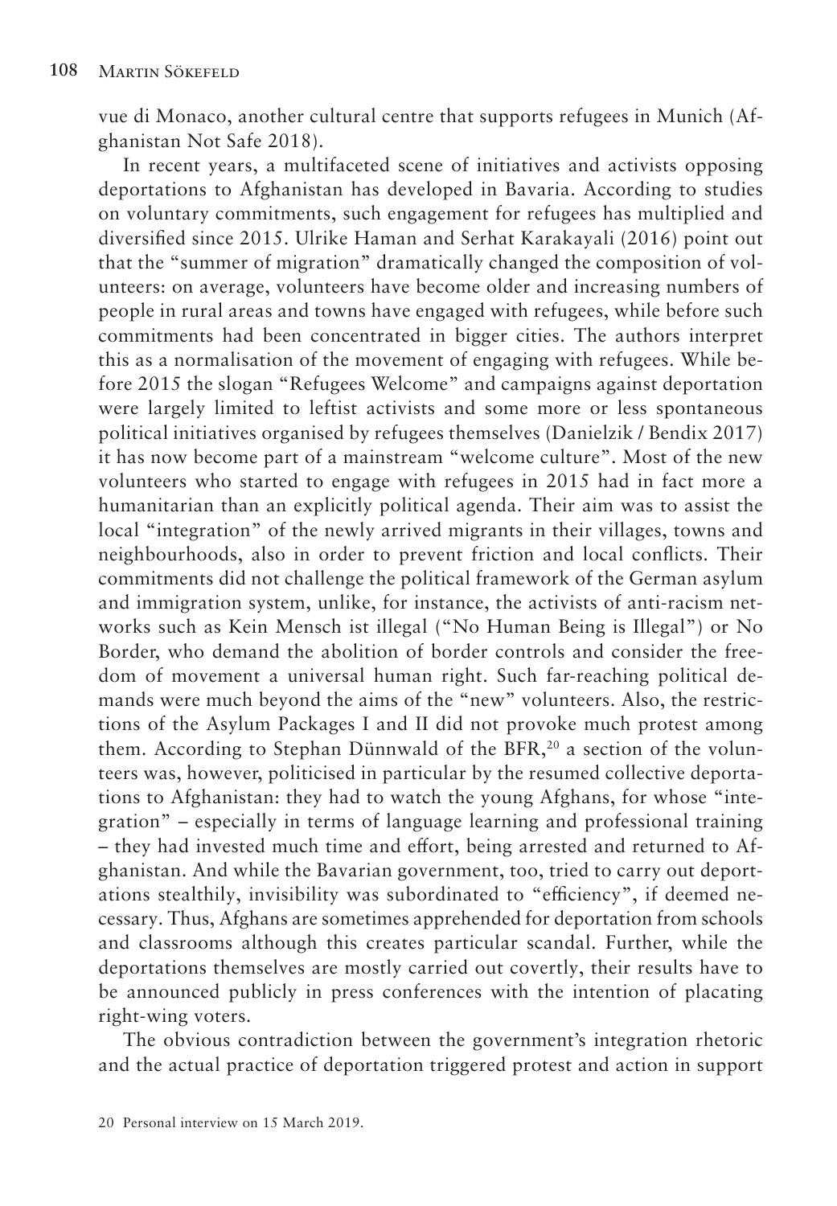vue di Monaco, another cultural centre that supports refugees in Munich (Afghanistan Not Safe 2018).

In recent years, a multifaceted scene of initiatives and activists opposing deportations to Afghanistan has developed in Bavaria. According to studies on voluntary commitments, such engagement for refugees has multiplied and diversified since 2015. Ulrike Haman and Serhat Karakayali (2016) point out that the "summer of migration" dramatically changed the composition of volunteers: on average, volunteers have become older and increasing numbers of people in rural areas and towns have engaged with refugees, while before such commitments had been concentrated in bigger cities. The authors interpret this as a normalisation of the movement of engaging with refugees. While before 2015 the slogan "Refugees Welcome" and campaigns against deportation were largely limited to leftist activists and some more or less spontaneous political initiatives organised by refugees themselves (Danielzik / Bendix 2017) it has now become part of a mainstream "welcome culture". Most of the new volunteers who started to engage with refugees in 2015 had in fact more a humanitarian than an explicitly political agenda. Their aim was to assist the local "integration" of the newly arrived migrants in their villages, towns and neighbourhoods, also in order to prevent friction and local conflicts. Their commitments did not challenge the political framework of the German asylum and immigration system, unlike, for instance, the activists of anti-racism networks such as Kein Mensch ist illegal ("No Human Being is Illegal") or No Border, who demand the abolition of border controls and consider the freedom of movement a universal human right. Such far-reaching political demands were much beyond the aims of the "new" volunteers. Also, the restrictions of the Asylum Packages I and II did not provoke much protest among them. According to Stephan Dünnwald of the BFR,[20] a section of the volunteers was, however, politicised in particular by the resumed collective deportations to Afghanistan: they had to watch the young Afghans, for whose "integration" – especially in terms of language learning and professional training – they had invested much time and effort, being arrested and returned to Afghanistan. And while the Bavarian government, too, tried to carry out deportations stealthily, invisibility was subordinated to "efficiency", if deemed necessary. Thus, Afghans are sometimes apprehended for deportation from schools and classrooms although this creates particular scandal. Further, while the deportations themselves are mostly carried out covertly, their results have to be announced publicly in press conferences with the intention of placating right-wing voters.

The obvious contradiction between the government's integration rhetoric and the actual practice of deportation triggered protest and action in support

20 Personal interview on 15 March 2019.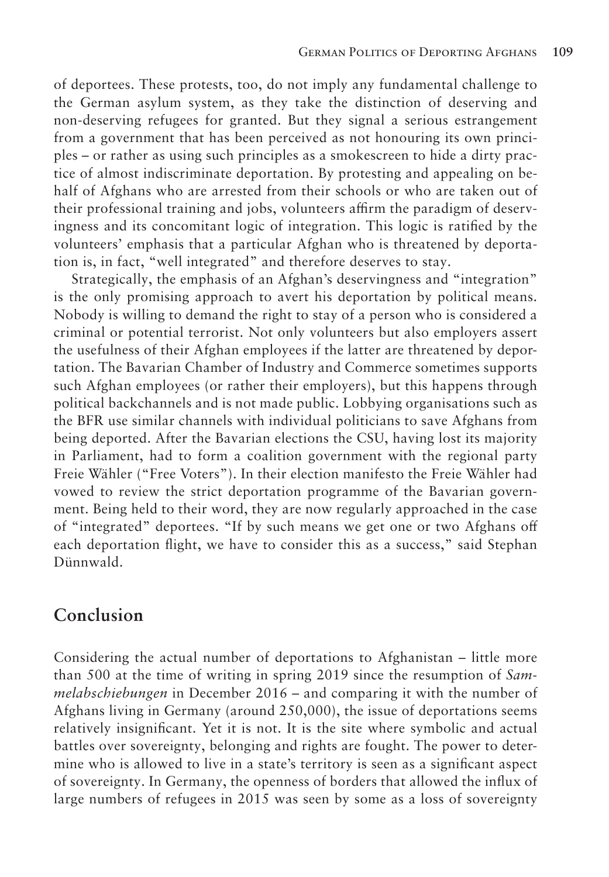of deportees. These protests, too, do not imply any fundamental challenge to the German asylum system, as they take the distinction of deserving and non-deserving refugees for granted. But they signal a serious estrangement from a government that has been perceived as not honouring its own principles – or rather as using such principles as a smokescreen to hide a dirty practice of almost indiscriminate deportation. By protesting and appealing on behalf of Afghans who are arrested from their schools or who are taken out of their professional training and jobs, volunteers affirm the paradigm of deservingness and its concomitant logic of integration. This logic is ratified by the volunteers' emphasis that a particular Afghan who is threatened by deportation is, in fact, "well integrated" and therefore deserves to stay.

Strategically, the emphasis of an Afghan's deservingness and "integration" is the only promising approach to avert his deportation by political means. Nobody is willing to demand the right to stay of a person who is considered a criminal or potential terrorist. Not only volunteers but also employers assert the usefulness of their Afghan employees if the latter are threatened by deportation. The Bavarian Chamber of Industry and Commerce sometimes supports such Afghan employees (or rather their employers), but this happens through political backchannels and is not made public. Lobbying organisations such as the BFR use similar channels with individual politicians to save Afghans from being deported. After the Bavarian elections the CSU, having lost its majority in Parliament, had to form a coalition government with the regional party Freie Wähler ("Free Voters"). In their election manifesto the Freie Wähler had vowed to review the strict deportation programme of the Bavarian government. Being held to their word, they are now regularly approached in the case of "integrated" deportees. "If by such means we get one or two Afghans off each deportation flight, we have to consider this as a success," said Stephan Dünnwald.

## Conclusion

Considering the actual number of deportations to Afghanistan – little more than 500 at the time of writing in spring 2019 since the resumption of *Sammelabschiebungen* in December 2016 – and comparing it with the number of Afghans living in Germany (around 250,000), the issue of deportations seems relatively insignificant. Yet it is not. It is the site where symbolic and actual battles over sovereignty, belonging and rights are fought. The power to determine who is allowed to live in a state's territory is seen as a significant aspect of sovereignty. In Germany, the openness of borders that allowed the influx of large numbers of refugees in 2015 was seen by some as a loss of sovereignty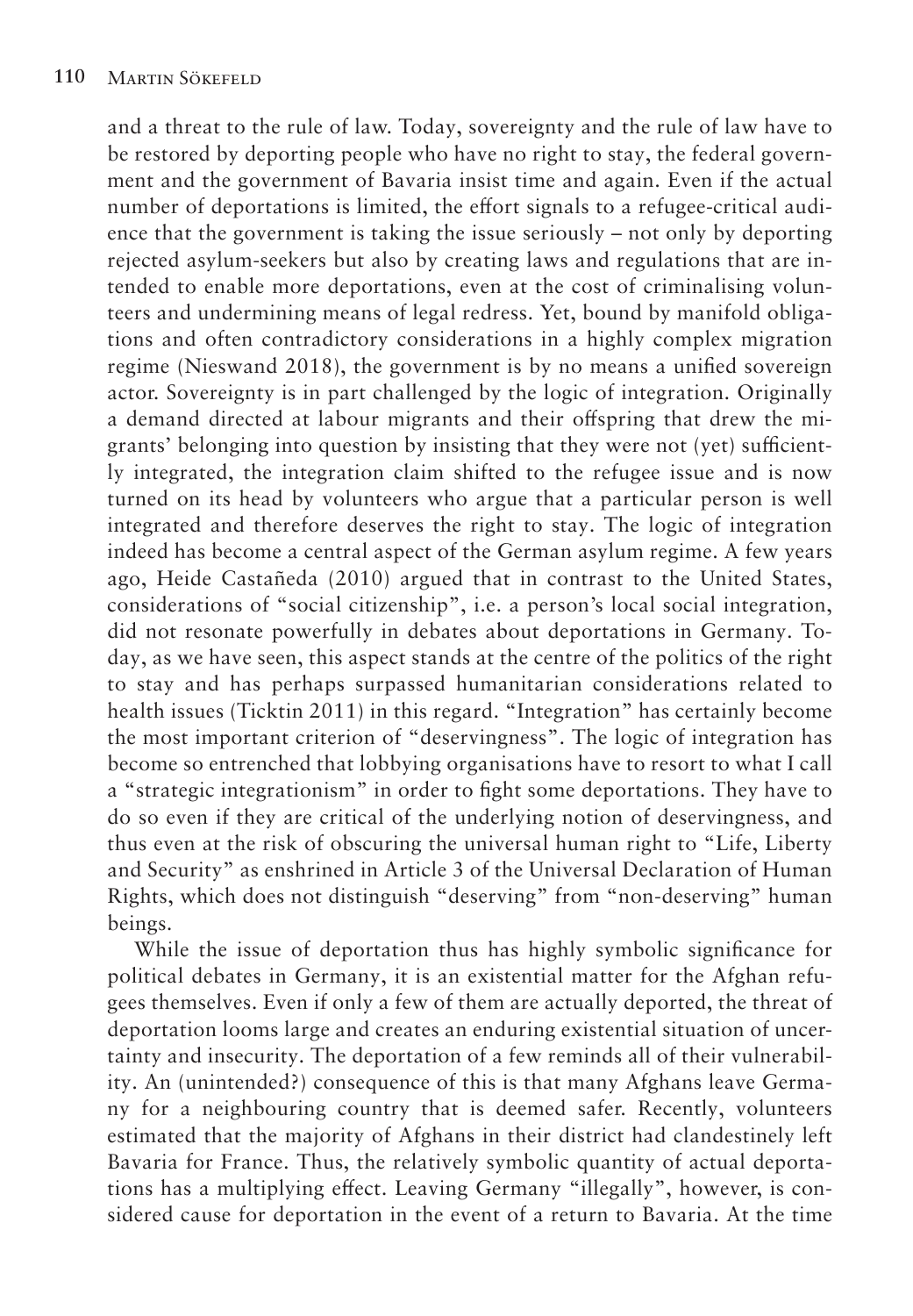and a threat to the rule of law. Today, sovereignty and the rule of law have to be restored by deporting people who have no right to stay, the federal government and the government of Bavaria insist time and again. Even if the actual number of deportations is limited, the effort signals to a refugee-critical audience that the government is taking the issue seriously – not only by deporting rejected asylum-seekers but also by creating laws and regulations that are intended to enable more deportations, even at the cost of criminalising volunteers and undermining means of legal redress. Yet, bound by manifold obligations and often contradictory considerations in a highly complex migration regime (Nieswand 2018), the government is by no means a unified sovereign actor. Sovereignty is in part challenged by the logic of integration. Originally a demand directed at labour migrants and their offspring that drew the migrants' belonging into question by insisting that they were not (yet) sufficiently integrated, the integration claim shifted to the refugee issue and is now turned on its head by volunteers who argue that a particular person is well integrated and therefore deserves the right to stay. The logic of integration indeed has become a central aspect of the German asylum regime. A few years ago, Heide Castañeda (2010) argued that in contrast to the United States, considerations of "social citizenship", i.e. a person's local social integration, did not resonate powerfully in debates about deportations in Germany. Today, as we have seen, this aspect stands at the centre of the politics of the right to stay and has perhaps surpassed humanitarian considerations related to health issues (Ticktin 2011) in this regard. "Integration" has certainly become the most important criterion of "deservingness". The logic of integration has become so entrenched that lobbying organisations have to resort to what I call a "strategic integrationism" in order to fight some deportations. They have to do so even if they are critical of the underlying notion of deservingness, and thus even at the risk of obscuring the universal human right to "Life, Liberty and Security" as enshrined in Article 3 of the Universal Declaration of Human Rights, which does not distinguish "deserving" from "non-deserving" human beings.

While the issue of deportation thus has highly symbolic significance for political debates in Germany, it is an existential matter for the Afghan refugees themselves. Even if only a few of them are actually deported, the threat of deportation looms large and creates an enduring existential situation of uncertainty and insecurity. The deportation of a few reminds all of their vulnerability. An (unintended?) consequence of this is that many Afghans leave Germany for a neighbouring country that is deemed safer. Recently, volunteers estimated that the majority of Afghans in their district had clandestinely left Bavaria for France. Thus, the relatively symbolic quantity of actual deportations has a multiplying effect. Leaving Germany "illegally", however, is considered cause for deportation in the event of a return to Bavaria. At the time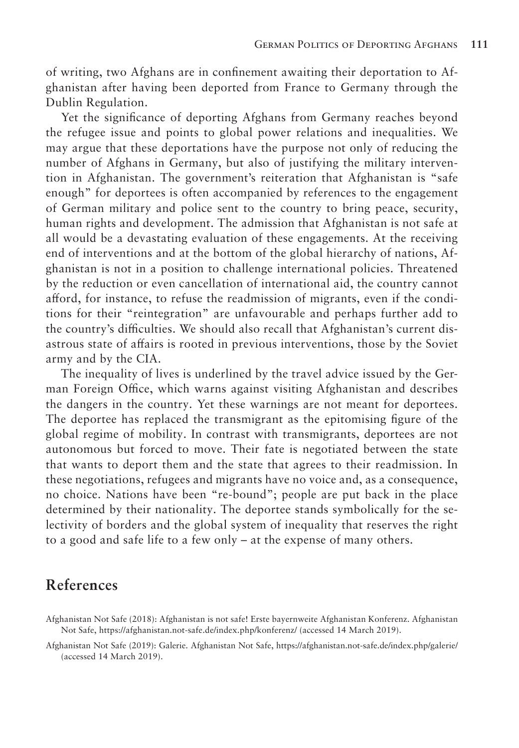of writing, two Afghans are in confinement awaiting their deportation to Afghanistan after having been deported from France to Germany through the Dublin Regulation.

Yet the significance of deporting Afghans from Germany reaches beyond the refugee issue and points to global power relations and inequalities. We may argue that these deportations have the purpose not only of reducing the number of Afghans in Germany, but also of justifying the military intervention in Afghanistan. The government's reiteration that Afghanistan is "safe enough" for deportees is often accompanied by references to the engagement of German military and police sent to the country to bring peace, security, human rights and development. The admission that Afghanistan is not safe at all would be a devastating evaluation of these engagements. At the receiving end of interventions and at the bottom of the global hierarchy of nations, Afghanistan is not in a position to challenge international policies. Threatened by the reduction or even cancellation of international aid, the country cannot afford, for instance, to refuse the readmission of migrants, even if the conditions for their "reintegration" are unfavourable and perhaps further add to the country's difficulties. We should also recall that Afghanistan's current disastrous state of affairs is rooted in previous interventions, those by the Soviet army and by the CIA.

The inequality of lives is underlined by the travel advice issued by the German Foreign Office, which warns against visiting Afghanistan and describes the dangers in the country. Yet these warnings are not meant for deportees. The deportee has replaced the transmigrant as the epitomising figure of the global regime of mobility. In contrast with transmigrants, deportees are not autonomous but forced to move. Their fate is negotiated between the state that wants to deport them and the state that agrees to their readmission. In these negotiations, refugees and migrants have no voice and, as a consequence, no choice. Nations have been "re-bound"; people are put back in the place determined by their nationality. The deportee stands symbolically for the selectivity of borders and the global system of inequality that reserves the right to a good and safe life to a few only – at the expense of many others.

## References

Afghanistan Not Safe (2018): Afghanistan is not safe! Erste bayernweite Afghanistan Konferenz. Afghanistan Not Safe, https://afghanistan.not-safe.de/index.php/konferenz/ (accessed 14 March 2019).

Afghanistan Not Safe (2019): Galerie. Afghanistan Not Safe, https://afghanistan.not-safe.de/index.php/galerie/ (accessed 14 March 2019).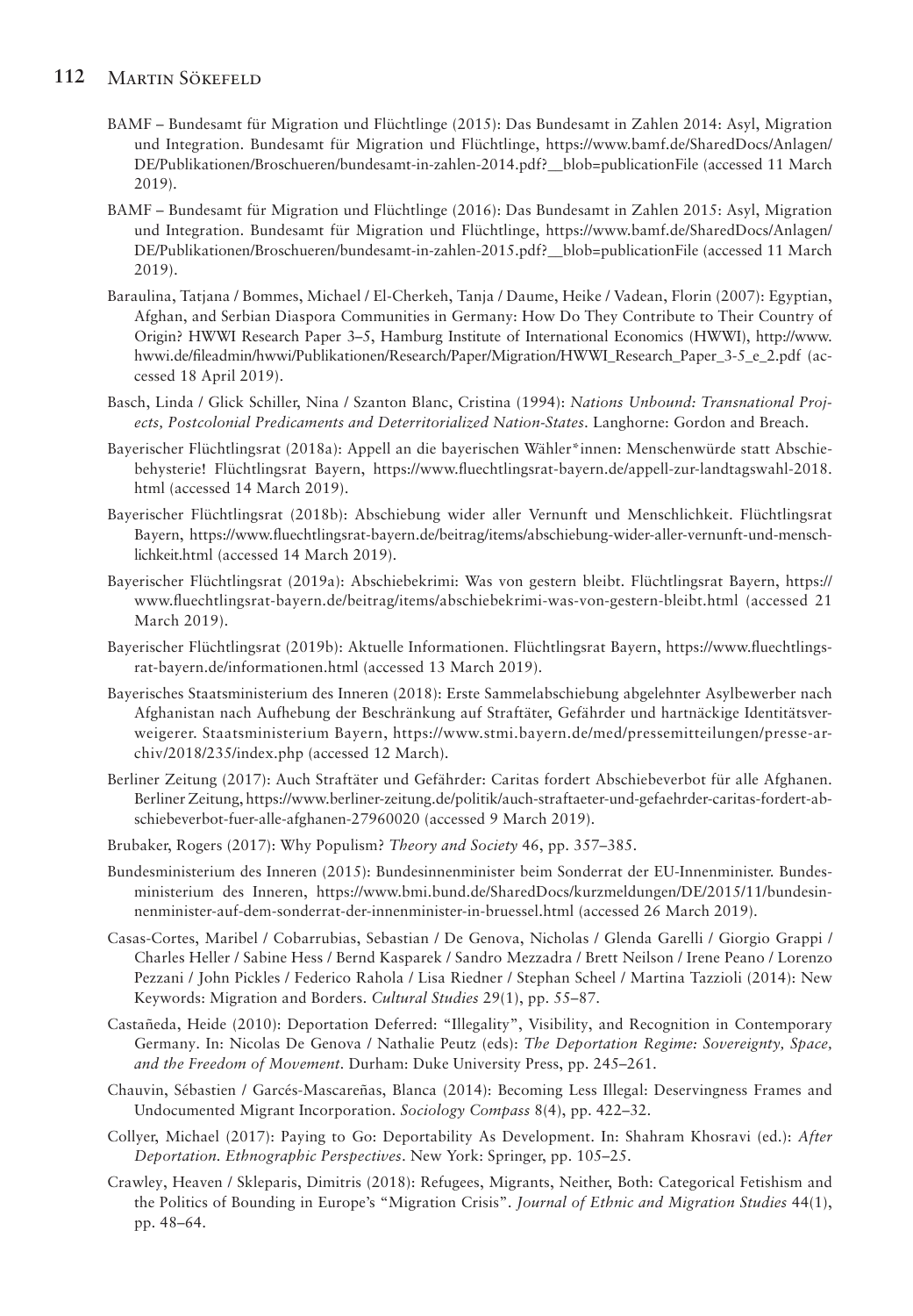BAMF – Bundesamt für Migration und Flüchtlinge (2015): Das Bundesamt in Zahlen 2014: Asyl, Migration und Integration. Bundesamt für Migration und Flüchtlinge, https://www.bamf.de/SharedDocs/Anlagen/DE/Publikationen/Broschueren/bundesamt-in-zahlen-2014.pdf?__blob=publicationFile (accessed 11 March 2019).

BAMF – Bundesamt für Migration und Flüchtlinge (2016): Das Bundesamt in Zahlen 2015: Asyl, Migration und Integration. Bundesamt für Migration und Flüchtlinge, https://www.bamf.de/SharedDocs/Anlagen/DE/Publikationen/Broschueren/bundesamt-in-zahlen-2015.pdf?__blob=publicationFile (accessed 11 March 2019).

Baraulina, Tatjana / Bommes, Michael / El-Cherkeh, Tanja / Daume, Heike / Vadean, Florin (2007): Egyptian, Afghan, and Serbian Diaspora Communities in Germany: How Do They Contribute to Their Country of Origin? HWWI Research Paper 3–5, Hamburg Institute of International Economics (HWWI), http://www.hwwi.de/fileadmin/hwwi/Publikationen/Research/Paper/Migration/HWWI_Research_Paper_3-5_e_2.pdf (accessed 18 April 2019).

Basch, Linda / Glick Schiller, Nina / Szanton Blanc, Cristina (1994): *Nations Unbound: Transnational Projects, Postcolonial Predicaments and Deterritorialized Nation-States*. Langhorne: Gordon and Breach.

Bayerischer Flüchtlingsrat (2018a): Appell an die bayerischen Wähler*innen: Menschenwürde statt Abschiebehysterie! Flüchtlingsrat Bayern, https://www.fluechtlingsrat-bayern.de/appell-zur-landtagswahl-2018.html (accessed 14 March 2019).

Bayerischer Flüchtlingsrat (2018b): Abschiebung wider aller Vernunft und Menschlichkeit. Flüchtlingsrat Bayern, https://www.fluechtlingsrat-bayern.de/beitrag/items/abschiebung-wider-aller-vernunft-und-menschlichkeit.html (accessed 14 March 2019).

Bayerischer Flüchtlingsrat (2019a): Abschiebekrimi: Was von gestern bleibt. Flüchtlingsrat Bayern, https://www.fluechtlingsrat-bayern.de/beitrag/items/abschiebekrimi-was-von-gestern-bleibt.html (accessed 21 March 2019).

Bayerischer Flüchtlingsrat (2019b): Aktuelle Informationen. Flüchtlingsrat Bayern, https://www.fluechtlingsrat-bayern.de/informationen.html (accessed 13 March 2019).

Bayerisches Staatsministerium des Inneren (2018): Erste Sammelabschiebung abgelehnter Asylbewerber nach Afghanistan nach Aufhebung der Beschränkung auf Straftäter, Gefährder und hartnäckige Identitätsverweigerer. Staatsministerium Bayern, https://www.stmi.bayern.de/med/pressemitteilungen/pressearchiv/2018/235/index.php (accessed 12 March).

Berliner Zeitung (2017): Auch Straftäter und Gefährder: Caritas fordert Abschiebeverbot für alle Afghanen. Berliner Zeitung, https://www.berliner-zeitung.de/politik/auch-straftaeter-und-gefaehrder-caritas-fordert-abschiebeverbot-fuer-alle-afghanen-27960020 (accessed 9 March 2019).

Brubaker, Rogers (2017): Why Populism? *Theory and Society* 46, pp. 357–385.

Bundesministerium des Inneren (2015): Bundesinnenminister beim Sonderrat der EU-Innenminister. Bundesministerium des Inneren, https://www.bmi.bund.de/SharedDocs/kurzmeldungen/DE/2015/11/bundesinnenminister-auf-dem-sonderrat-der-innenminister-in-bruessel.html (accessed 26 March 2019).

Casas-Cortes, Maribel / Cobarrubias, Sebastian / De Genova, Nicholas / Glenda Garelli / Giorgio Grappi / Charles Heller / Sabine Hess / Bernd Kasparek / Sandro Mezzadra / Brett Neilson / Irene Peano / Lorenzo Pezzani / John Pickles / Federico Rahola / Lisa Riedner / Stephan Scheel / Martina Tazzioli (2014): New Keywords: Migration and Borders. *Cultural Studies* 29(1), pp. 55–87.

Castañeda, Heide (2010): Deportation Deferred: "Illegality", Visibility, and Recognition in Contemporary Germany. In: Nicolas De Genova / Nathalie Peutz (eds): *The Deportation Regime: Sovereignty, Space, and the Freedom of Movement*. Durham: Duke University Press, pp. 245–261.

Chauvin, Sébastien / Garcés-Mascareñas, Blanca (2014): Becoming Less Illegal: Deservingness Frames and Undocumented Migrant Incorporation. *Sociology Compass* 8(4), pp. 422–32.

Collyer, Michael (2017): Paying to Go: Deportability As Development. In: Shahram Khosravi (ed.): *After Deportation. Ethnographic Perspectives*. New York: Springer, pp. 105–25.

Crawley, Heaven / Skleparis, Dimitris (2018): Refugees, Migrants, Neither, Both: Categorical Fetishism and the Politics of Bounding in Europe's "Migration Crisis". *Journal of Ethnic and Migration Studies* 44(1), pp. 48–64.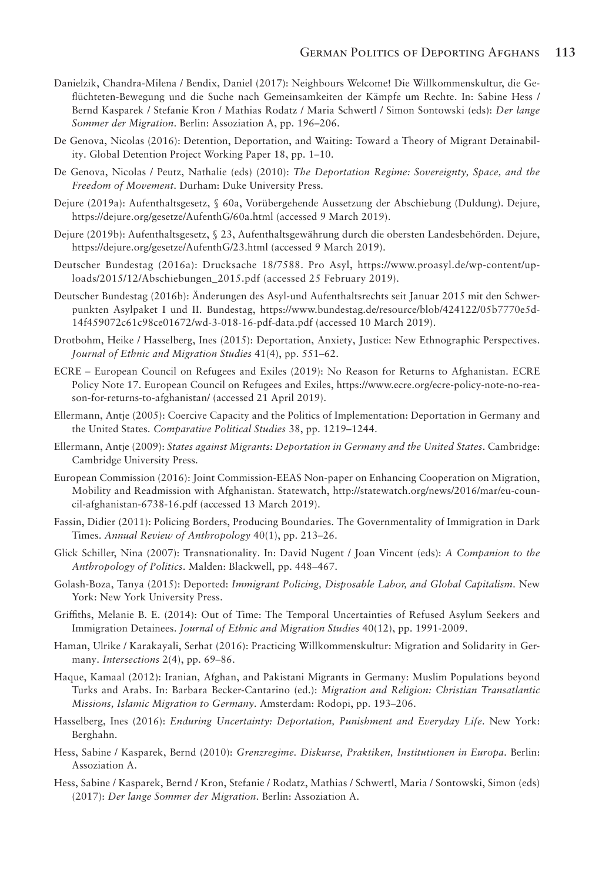Danielzik, Chandra-Milena / Bendix, Daniel (2017): Neighbours Welcome! Die Willkommenskultur, die Geflüchteten-Bewegung und die Suche nach Gemeinsamkeiten der Kämpfe um Rechte. In: Sabine Hess / Bernd Kasparek / Stefanie Kron / Mathias Rodatz / Maria Schwertl / Simon Sontowski (eds): *Der lange Sommer der Migration*. Berlin: Assoziation A, pp. 196–206.

De Genova, Nicolas (2016): Detention, Deportation, and Waiting: Toward a Theory of Migrant Detainability. Global Detention Project Working Paper 18, pp. 1–10.

De Genova, Nicolas / Peutz, Nathalie (eds) (2010): *The Deportation Regime: Sovereignty, Space, and the Freedom of Movement*. Durham: Duke University Press.

Dejure (2019a): Aufenthaltsgesetz, § 60a, Vorübergehende Aussetzung der Abschiebung (Duldung). Dejure, https://dejure.org/gesetze/AufenthG/60a.html (accessed 9 March 2019).

Dejure (2019b): Aufenthaltsgesetz, § 23, Aufenthaltsgewährung durch die obersten Landesbehörden. Dejure, https://dejure.org/gesetze/AufenthG/23.html (accessed 9 March 2019).

Deutscher Bundestag (2016a): Drucksache 18/7588. Pro Asyl, https://www.proasyl.de/wp-content/uploads/2015/12/Abschiebungen_2015.pdf (accessed 25 February 2019).

Deutscher Bundestag (2016b): Änderungen des Asyl-und Aufenthaltsrechts seit Januar 2015 mit den Schwerpunkten Asylpaket I und II. Bundestag, https://www.bundestag.de/resource/blob/424122/05b7770e5d14f459072c61c98ce01672/wd-3-018-16-pdf-data.pdf (accessed 10 March 2019).

Drotbohm, Heike / Hasselberg, Ines (2015): Deportation, Anxiety, Justice: New Ethnographic Perspectives. *Journal of Ethnic and Migration Studies* 41(4), pp. 551–62.

ECRE – European Council on Refugees and Exiles (2019): No Reason for Returns to Afghanistan. ECRE Policy Note 17. European Council on Refugees and Exiles, https://www.ecre.org/ecre-policy-note-no-reason-for-returns-to-afghanistan/ (accessed 21 April 2019).

Ellermann, Antje (2005): Coercive Capacity and the Politics of Implementation: Deportation in Germany and the United States. *Comparative Political Studies* 38, pp. 1219–1244.

Ellermann, Antje (2009): *States against Migrants: Deportation in Germany and the United States*. Cambridge: Cambridge University Press.

European Commission (2016): Joint Commission-EEAS Non-paper on Enhancing Cooperation on Migration, Mobility and Readmission with Afghanistan. Statewatch, http://statewatch.org/news/2016/mar/eu-council-afghanistan-6738-16.pdf (accessed 13 March 2019).

Fassin, Didier (2011): Policing Borders, Producing Boundaries. The Governmentality of Immigration in Dark Times. *Annual Review of Anthropology* 40(1), pp. 213–26.

Glick Schiller, Nina (2007): Transnationality. In: David Nugent / Joan Vincent (eds): *A Companion to the Anthropology of Politics*. Malden: Blackwell, pp. 448–467.

Golash-Boza, Tanya (2015): Deported: *Immigrant Policing, Disposable Labor, and Global Capitalism*. New York: New York University Press.

Griffiths, Melanie B. E. (2014): Out of Time: The Temporal Uncertainties of Refused Asylum Seekers and Immigration Detainees. *Journal of Ethnic and Migration Studies* 40(12), pp. 1991-2009.

Haman, Ulrike / Karakayali, Serhat (2016): Practicing Willkommenskultur: Migration and Solidarity in Germany. *Intersections* 2(4), pp. 69–86.

Haque, Kamaal (2012): Iranian, Afghan, and Pakistani Migrants in Germany: Muslim Populations beyond Turks and Arabs. In: Barbara Becker-Cantarino (ed.): *Migration and Religion: Christian Transatlantic Missions, Islamic Migration to Germany*. Amsterdam: Rodopi, pp. 193–206.

Hasselberg, Ines (2016): *Enduring Uncertainty: Deportation, Punishment and Everyday Life*. New York: Berghahn.

Hess, Sabine / Kasparek, Bernd (2010): *Grenzregime. Diskurse, Praktiken, Institutionen in Europa*. Berlin: Assoziation A.

Hess, Sabine / Kasparek, Bernd / Kron, Stefanie / Rodatz, Mathias / Schwertl, Maria / Sontowski, Simon (eds) (2017): *Der lange Sommer der Migration*. Berlin: Assoziation A.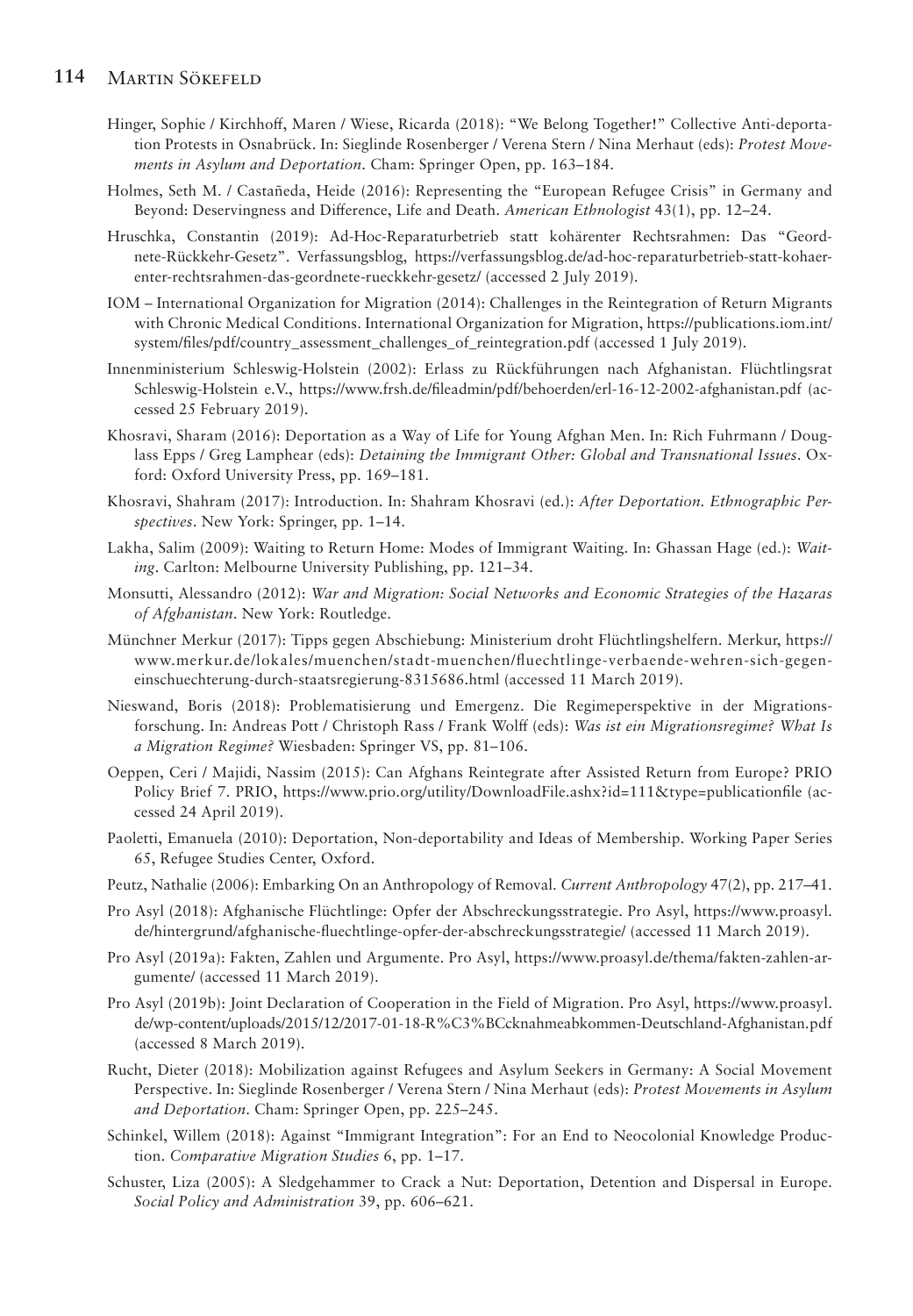Hinger, Sophie / Kirchhoff, Maren / Wiese, Ricarda (2018): "We Belong Together!" Collective Anti-deportation Protests in Osnabrück. In: Sieglinde Rosenberger / Verena Stern / Nina Merhaut (eds): *Protest Movements in Asylum and Deportation*. Cham: Springer Open, pp. 163–184.

Holmes, Seth M. / Castañeda, Heide (2016): Representing the "European Refugee Crisis" in Germany and Beyond: Deservingness and Difference, Life and Death. *American Ethnologist* 43(1), pp. 12–24.

Hruschka, Constantin (2019): Ad-Hoc-Reparaturbetrieb statt kohärenter Rechtsrahmen: Das "Geordnete-Rückkehr-Gesetz". Verfassungsblog, https://verfassungsblog.de/ad-hoc-reparaturbetrieb-statt-kohaerenter-rechtsrahmen-das-geordnete-rueckkehr-gesetz/ (accessed 2 July 2019).

IOM – International Organization for Migration (2014): Challenges in the Reintegration of Return Migrants with Chronic Medical Conditions. International Organization for Migration, https://publications.iom.int/system/files/pdf/country_assessment_challenges_of_reintegration.pdf (accessed 1 July 2019).

Innenministerium Schleswig-Holstein (2002): Erlass zu Rückführungen nach Afghanistan. Flüchtlingsrat Schleswig-Holstein e.V., https://www.frsh.de/fileadmin/pdf/behoerden/erl-16-12-2002-afghanistan.pdf (accessed 25 February 2019).

Khosravi, Sharam (2016): Deportation as a Way of Life for Young Afghan Men. In: Rich Fuhrmann / Douglass Epps / Greg Lamphear (eds): *Detaining the Immigrant Other: Global and Transnational Issues*. Oxford: Oxford University Press, pp. 169–181.

Khosravi, Shahram (2017): Introduction. In: Shahram Khosravi (ed.): *After Deportation. Ethnographic Perspectives*. New York: Springer, pp. 1–14.

Lakha, Salim (2009): Waiting to Return Home: Modes of Immigrant Waiting. In: Ghassan Hage (ed.): *Waiting*. Carlton: Melbourne University Publishing, pp. 121–34.

Monsutti, Alessandro (2012): *War and Migration: Social Networks and Economic Strategies of the Hazaras of Afghanistan*. New York: Routledge.

Münchner Merkur (2017): Tipps gegen Abschiebung: Ministerium droht Flüchtlingshelfern. Merkur, https://www.merkur.de/lokales/muenchen/stadt-muenchen/fluechtlinge-verbaende-wehren-sich-gegen-einschuechterung-durch-staatsregierung-8315686.html (accessed 11 March 2019).

Nieswand, Boris (2018): Problematisierung und Emergenz. Die Regimeperspektive in der Migrationsforschung. In: Andreas Pott / Christoph Rass / Frank Wolff (eds): *Was ist ein Migrationsregime? What Is a Migration Regime?* Wiesbaden: Springer VS, pp. 81–106.

Oeppen, Ceri / Majidi, Nassim (2015): Can Afghans Reintegrate after Assisted Return from Europe? PRIO Policy Brief 7. PRIO, https://www.prio.org/utility/DownloadFile.ashx?id=111&type=publicationfile (accessed 24 April 2019).

Paoletti, Emanuela (2010): Deportation, Non-deportability and Ideas of Membership. Working Paper Series 65, Refugee Studies Center, Oxford.

Peutz, Nathalie (2006): Embarking On an Anthropology of Removal. *Current Anthropology* 47(2), pp. 217–41.

Pro Asyl (2018): Afghanische Flüchtlinge: Opfer der Abschreckungsstrategie. Pro Asyl, https://www.proasyl.de/hintergrund/afghanische-fluechtlinge-opfer-der-abschreckungsstrategie/ (accessed 11 March 2019).

Pro Asyl (2019a): Fakten, Zahlen und Argumente. Pro Asyl, https://www.proasyl.de/thema/fakten-zahlen-argumente/ (accessed 11 March 2019).

Pro Asyl (2019b): Joint Declaration of Cooperation in the Field of Migration. Pro Asyl, https://www.proasyl.de/wp-content/uploads/2015/12/2017-01-18-R%C3%BCcknahmeabkommen-Deutschland-Afghanistan.pdf (accessed 8 March 2019).

Rucht, Dieter (2018): Mobilization against Refugees and Asylum Seekers in Germany: A Social Movement Perspective. In: Sieglinde Rosenberger / Verena Stern / Nina Merhaut (eds): *Protest Movements in Asylum and Deportation*. Cham: Springer Open, pp. 225–245.

Schinkel, Willem (2018): Against "Immigrant Integration": For an End to Neocolonial Knowledge Production. *Comparative Migration Studies* 6, pp. 1–17.

Schuster, Liza (2005): A Sledgehammer to Crack a Nut: Deportation, Detention and Dispersal in Europe. *Social Policy and Administration* 39, pp. 606–621.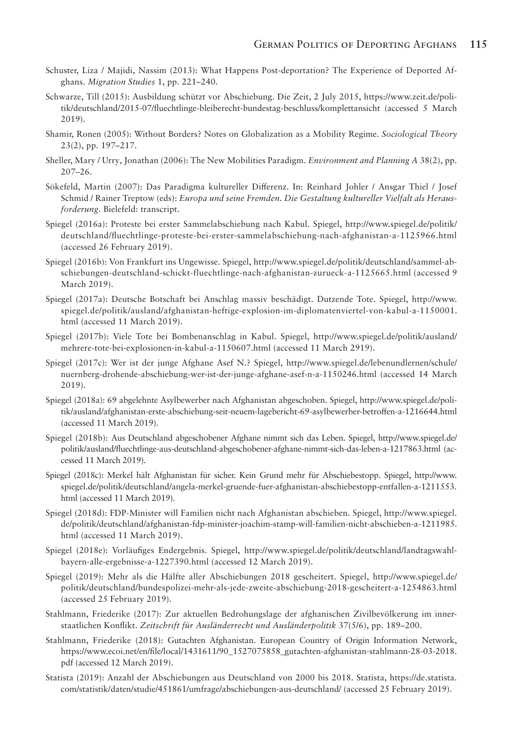Schuster, Liza / Majidi, Nassim (2013): What Happens Post-deportation? The Experience of Deported Afghans. *Migration Studies* 1, pp. 221–240.

Schwarze, Till (2015): Ausbildung schützt vor Abschiebung. Die Zeit, 2 July 2015, https://www.zeit.de/politik/deutschland/2015-07/fluechtlinge-bleiberecht-bundestag-beschluss/komplettansicht (accessed 5 March 2019).

Shamir, Ronen (2005): Without Borders? Notes on Globalization as a Mobility Regime. *Sociological Theory* 23(2), pp. 197–217.

Sheller, Mary / Urry, Jonathan (2006): The New Mobilities Paradigm. *Environment and Planning A* 38(2), pp. 207–26.

Sökefeld, Martin (2007): Das Paradigma kultureller Differenz. In: Reinhard Johler / Ansgar Thiel / Josef Schmid / Rainer Treptow (eds): *Europa und seine Fremden. Die Gestaltung kultureller Vielfalt als Herausforderung*. Bielefeld: transcript.

Spiegel (2016a): Proteste bei erster Sammelabschiebung nach Kabul. Spiegel, http://www.spiegel.de/politik/deutschland/fluechtlinge-proteste-bei-erster-sammelabschiebung-nach-afghanistan-a-1125966.html (accessed 26 February 2019).

Spiegel (2016b): Von Frankfurt ins Ungewisse. Spiegel, http://www.spiegel.de/politik/deutschland/sammel-abschiebungen-deutschland-schickt-fluechtlinge-nach-afghanistan-zurueck-a-1125665.html (accessed 9 March 2019).

Spiegel (2017a): Deutsche Botschaft bei Anschlag massiv beschädigt. Dutzende Tote. Spiegel, http://www.spiegel.de/politik/ausland/afghanistan-heftige-explosion-im-diplomatenviertel-von-kabul-a-1150001.html (accessed 11 March 2019).

Spiegel (2017b): Viele Tote bei Bombenanschlag in Kabul. Spiegel, http://www.spiegel.de/politik/ausland/mehrere-tote-bei-explosionen-in-kabul-a-1150607.html (accessed 11 March 2919).

Spiegel (2017c): Wer ist der junge Afghane Asef N.? Spiegel, http://www.spiegel.de/lebenundlernen/schule/nuernberg-drohende-abschiebung-wer-ist-der-junge-afghane-asef-n-a-1150246.html (accessed 14 March 2019).

Spiegel (2018a): 69 abgelehnte Asylbewerber nach Afghanistan abgeschoben. Spiegel, http://www.spiegel.de/politik/ausland/afghanistan-erste-abschiebung-seit-neuem-lagebericht-69-asylbewerber-betroffen-a-1216644.html (accessed 11 March 2019).

Spiegel (2018b): Aus Deutschland abgeschobener Afghane nimmt sich das Leben. Spiegel, http://www.spiegel.de/politik/ausland/fluechtlinge-aus-deutschland-abgeschobener-afghane-nimmt-sich-das-leben-a-1217863.html (accessed 11 March 2019).

Spiegel (2018c): Merkel hält Afghanistan für sicher. Kein Grund mehr für Abschiebestopp. Spiegel, http://www.spiegel.de/politik/deutschland/angela-merkel-gruende-fuer-afghanistan-abschiebestopp-entfallen-a-1211553.html (accessed 11 March 2019).

Spiegel (2018d): FDP-Minister will Familien nicht nach Afghanistan abschieben. Spiegel, http://www.spiegel.de/politik/deutschland/afghanistan-fdp-minister-joachim-stamp-will-familien-nicht-abschieben-a-1211985.html (accessed 11 March 2019).

Spiegel (2018e): Vorläufiges Endergebnis. Spiegel, http://www.spiegel.de/politik/deutschland/landtagswahl-bayern-alle-ergebnisse-a-1227390.html (accessed 12 March 2019).

Spiegel (2019): Mehr als die Hälfte aller Abschiebungen 2018 gescheitert. Spiegel, http://www.spiegel.de/politik/deutschland/bundespolizei-mehr-als-jede-zweite-abschiebung-2018-gescheitert-a-1254863.html (accessed 25 February 2019).

Stahlmann, Friederike (2017): Zur aktuellen Bedrohungslage der afghanischen Zivilbevölkerung im innerstaatlichen Konflikt. *Zeitschrift für Ausländerrecht und Ausländerpolitik* 37(5/6), pp. 189–200.

Stahlmann, Friederike (2018): Gutachten Afghanistan. European Country of Origin Information Network, https://www.ecoi.net/en/file/local/1431611/90_1527075858_gutachten-afghanistan-stahlmann-28-03-2018.pdf (accessed 12 March 2019).

Statista (2019): Anzahl der Abschiebungen aus Deutschland von 2000 bis 2018. Statista, https://de.statista.com/statistik/daten/studie/451861/umfrage/abschiebungen-aus-deutschland/ (accessed 25 February 2019).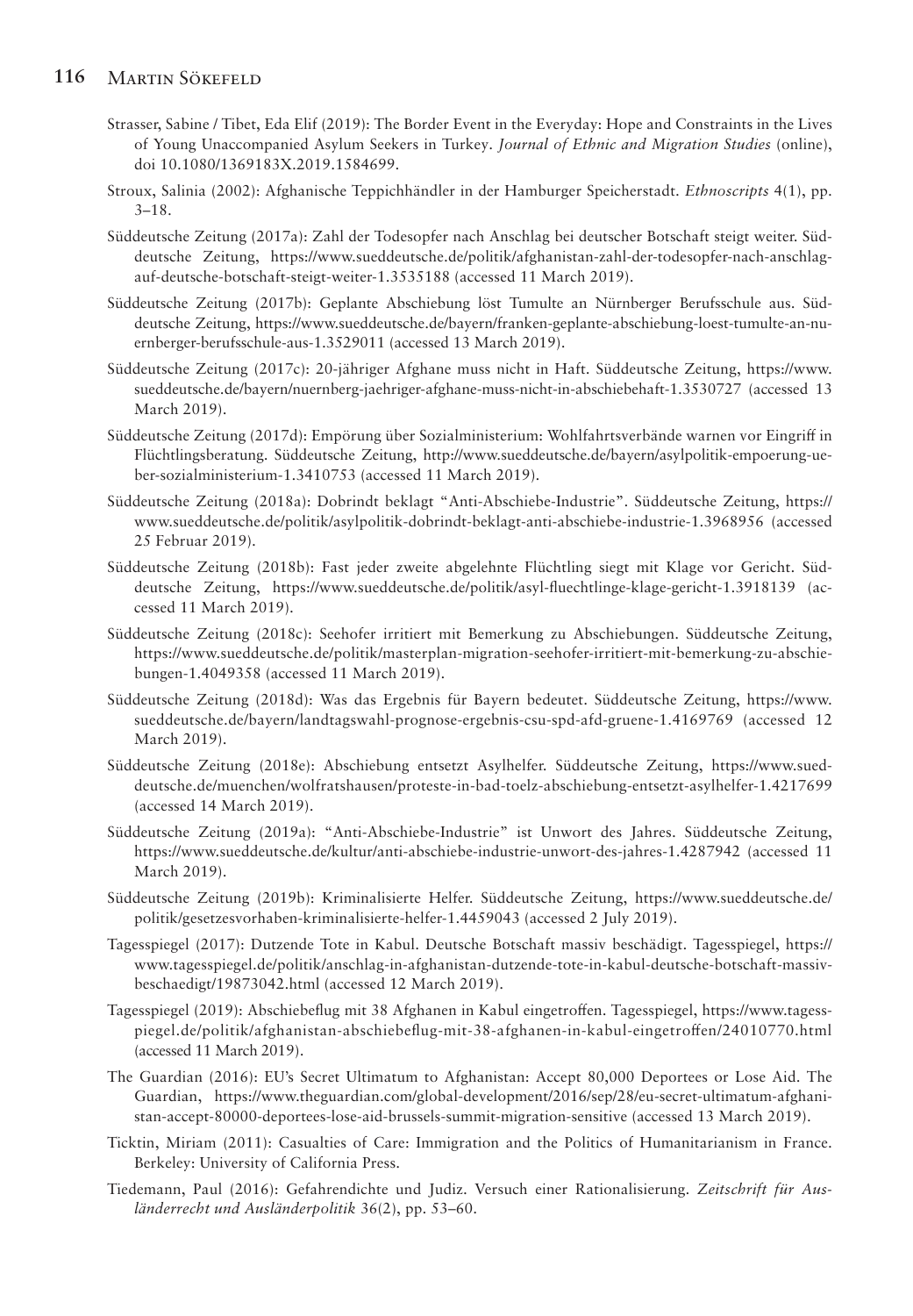Strasser, Sabine / Tibet, Eda Elif (2019): The Border Event in the Everyday: Hope and Constraints in the Lives of Young Unaccompanied Asylum Seekers in Turkey. *Journal of Ethnic and Migration Studies* (online), doi 10.1080/1369183X.2019.1584699.

Stroux, Salinia (2002): Afghanische Teppichhändler in der Hamburger Speicherstadt. *Ethnoscripts* 4(1), pp. 3–18.

Süddeutsche Zeitung (2017a): Zahl der Todesopfer nach Anschlag bei deutscher Botschaft steigt weiter. Süddeutsche Zeitung, https://www.sueddeutsche.de/politik/afghanistan-zahl-der-todesopfer-nach-anschlag-auf-deutsche-botschaft-steigt-weiter-1.3535188 (accessed 11 March 2019).

Süddeutsche Zeitung (2017b): Geplante Abschiebung löst Tumulte an Nürnberger Berufsschule aus. Süddeutsche Zeitung, https://www.sueddeutsche.de/bayern/franken-geplante-abschiebung-loest-tumulte-an-nuernberger-berufsschule-aus-1.3529011 (accessed 13 March 2019).

Süddeutsche Zeitung (2017c): 20-jähriger Afghane muss nicht in Haft. Süddeutsche Zeitung, https://www.sueddeutsche.de/bayern/nuernberg-jaehriger-afghane-muss-nicht-in-abschiebehaft-1.3530727 (accessed 13 March 2019).

Süddeutsche Zeitung (2017d): Empörung über Sozialministerium: Wohlfahrtsverbände warnen vor Eingriff in Flüchtlingsberatung. Süddeutsche Zeitung, http://www.sueddeutsche.de/bayern/asylpolitik-empoerung-ueber-sozialministerium-1.3410753 (accessed 11 March 2019).

Süddeutsche Zeitung (2018a): Dobrindt beklagt "Anti-Abschiebe-Industrie". Süddeutsche Zeitung, https://www.sueddeutsche.de/politik/asylpolitik-dobrindt-beklagt-anti-abschiebe-industrie-1.3968956 (accessed 25 Februar 2019).

Süddeutsche Zeitung (2018b): Fast jeder zweite abgelehnte Flüchtling siegt mit Klage vor Gericht. Süddeutsche Zeitung, https://www.sueddeutsche.de/politik/asyl-fluechtlinge-klage-gericht-1.3918139 (accessed 11 March 2019).

Süddeutsche Zeitung (2018c): Seehofer irritiert mit Bemerkung zu Abschiebungen. Süddeutsche Zeitung, https://www.sueddeutsche.de/politik/masterplan-migration-seehofer-irritiert-mit-bemerkung-zu-abschiebungen-1.4049358 (accessed 11 March 2019).

Süddeutsche Zeitung (2018d): Was das Ergebnis für Bayern bedeutet. Süddeutsche Zeitung, https://www.sueddeutsche.de/bayern/landtagswahl-prognose-ergebnis-csu-spd-afd-gruene-1.4169769 (accessed 12 March 2019).

Süddeutsche Zeitung (2018e): Abschiebung entsetzt Asylhelfer. Süddeutsche Zeitung, https://www.sueddeutsche.de/muenchen/wolfratshausen/proteste-in-bad-toelz-abschiebung-entsetzt-asylhelfer-1.4217699 (accessed 14 March 2019).

Süddeutsche Zeitung (2019a): "Anti-Abschiebe-Industrie" ist Unwort des Jahres. Süddeutsche Zeitung, https://www.sueddeutsche.de/kultur/anti-abschiebe-industrie-unwort-des-jahres-1.4287942 (accessed 11 March 2019).

Süddeutsche Zeitung (2019b): Kriminalisierte Helfer. Süddeutsche Zeitung, https://www.sueddeutsche.de/politik/gesetzesvorhaben-kriminalisierte-helfer-1.4459043 (accessed 2 July 2019).

Tagesspiegel (2017): Dutzende Tote in Kabul. Deutsche Botschaft massiv beschädigt. Tagesspiegel, https://www.tagesspiegel.de/politik/anschlag-in-afghanistan-dutzende-tote-in-kabul-deutsche-botschaft-massiv-beschaedigt/19873042.html (accessed 12 March 2019).

Tagesspiegel (2019): Abschiebeflug mit 38 Afghanen in Kabul eingetroffen. Tagesspiegel, https://www.tagesspiegel.de/politik/afghanistan-abschiebeflug-mit-38-afghanen-in-kabul-eingetroffen/24010770.html (accessed 11 March 2019).

The Guardian (2016): EU's Secret Ultimatum to Afghanistan: Accept 80,000 Deportees or Lose Aid. The Guardian, https://www.theguardian.com/global-development/2016/sep/28/eu-secret-ultimatum-afghanistan-accept-80000-deportees-lose-aid-brussels-summit-migration-sensitive (accessed 13 March 2019).

Ticktin, Miriam (2011): Casualties of Care: Immigration and the Politics of Humanitarianism in France. Berkeley: University of California Press.

Tiedemann, Paul (2016): Gefahrendichte und Judiz. Versuch einer Rationalisierung. *Zeitschrift für Ausländerrecht und Ausländerpolitik* 36(2), pp. 53–60.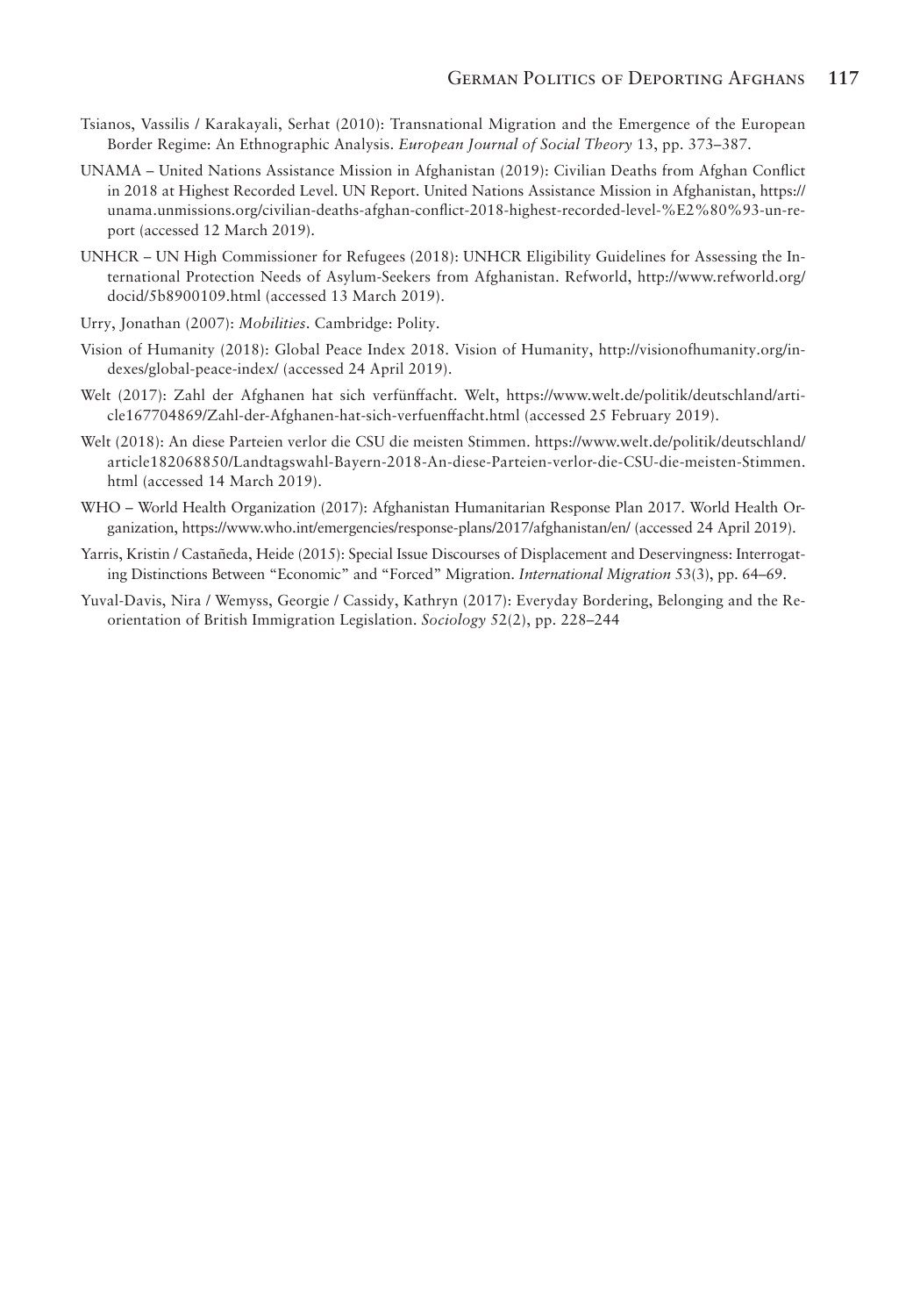Tsianos, Vassilis / Karakayali, Serhat (2010): Transnational Migration and the Emergence of the European Border Regime: An Ethnographic Analysis. *European Journal of Social Theory* 13, pp. 373–387.

UNAMA – United Nations Assistance Mission in Afghanistan (2019): Civilian Deaths from Afghan Conflict in 2018 at Highest Recorded Level. UN Report. United Nations Assistance Mission in Afghanistan, https://unama.unmissions.org/civilian-deaths-afghan-conflict-2018-highest-recorded-level-%E2%80%93-un-report (accessed 12 March 2019).

UNHCR – UN High Commissioner for Refugees (2018): UNHCR Eligibility Guidelines for Assessing the International Protection Needs of Asylum-Seekers from Afghanistan. Refworld, http://www.refworld.org/docid/5b8900109.html (accessed 13 March 2019).

Urry, Jonathan (2007): *Mobilities*. Cambridge: Polity.

Vision of Humanity (2018): Global Peace Index 2018. Vision of Humanity, http://visionofhumanity.org/indexes/global-peace-index/ (accessed 24 April 2019).

Welt (2017): Zahl der Afghanen hat sich verfünffacht. Welt, https://www.welt.de/politik/deutschland/article167704869/Zahl-der-Afghanen-hat-sich-verfuenffacht.html (accessed 25 February 2019).

Welt (2018): An diese Parteien verlor die CSU die meisten Stimmen. https://www.welt.de/politik/deutschland/article182068850/Landtagswahl-Bayern-2018-An-diese-Parteien-verlor-die-CSU-die-meisten-Stimmen.html (accessed 14 March 2019).

WHO – World Health Organization (2017): Afghanistan Humanitarian Response Plan 2017. World Health Organization, https://www.who.int/emergencies/response-plans/2017/afghanistan/en/ (accessed 24 April 2019).

Yarris, Kristin / Castañeda, Heide (2015): Special Issue Discourses of Displacement and Deservingness: Interrogating Distinctions Between "Economic" and "Forced" Migration. *International Migration* 53(3), pp. 64–69.

Yuval-Davis, Nira / Wemyss, Georgie / Cassidy, Kathryn (2017): Everyday Bordering, Belonging and the Reorientation of British Immigration Legislation. *Sociology* 52(2), pp. 228–244